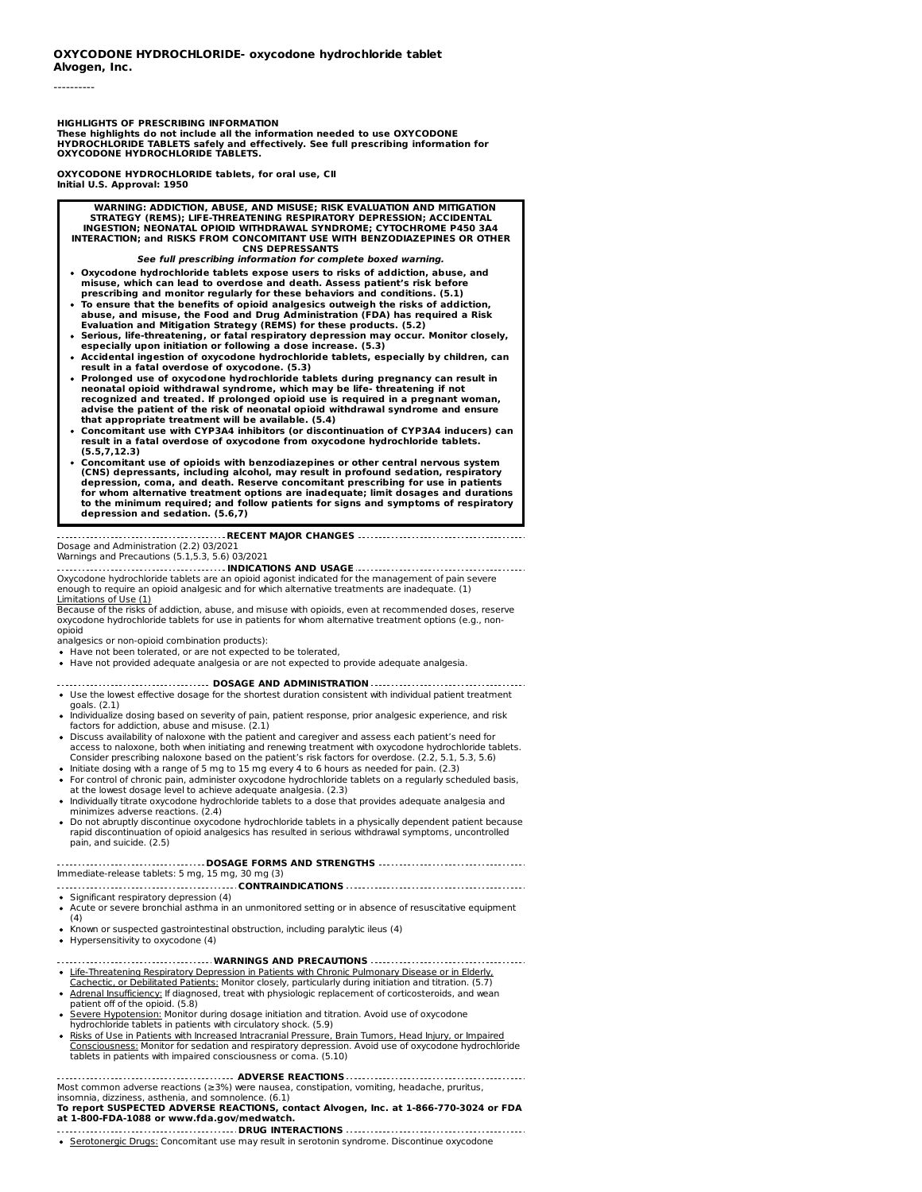**OXYCODONE HYDROCHLORIDE- oxycodone hydrochloride tablet**
**Alvogen, Inc.**

----------

**HIGHLIGHTS OF PRESCRIBING INFORMATION**
**These highlights do not include all the information needed to use OXYCODONE HYDROCHLORIDE TABLETS safely and effectively. See full prescribing information for OXYCODONE HYDROCHLORIDE TABLETS.**

**OXYCODONE HYDROCHLORIDE tablets, for oral use, CII**
**Initial U.S. Approval: 1950**

**WARNING: ADDICTION, ABUSE, AND MISUSE; RISK EVALUATION AND MITIGATION STRATEGY (REMS); LIFE-THREATENING RESPIRATORY DEPRESSION; ACCIDENTAL INGESTION; NEONATAL OPIOID WITHDRAWAL SYNDROME; CYTOCHROME P450 3A4 INTERACTION; and RISKS FROM CONCOMITANT USE WITH BENZODIAZEPINES OR OTHER CNS DEPRESSANTS**

***See full prescribing information for complete boxed warning.***

- **Oxycodone hydrochloride tablets expose users to risks of addiction, abuse, and misuse, which can lead to overdose and death. Assess patient's risk before prescribing and monitor regularly for these behaviors and conditions. (5.1)**
- **To ensure that the benefits of opioid analgesics outweigh the risks of addiction, abuse, and misuse, the Food and Drug Administration (FDA) has required a Risk Evaluation and Mitigation Strategy (REMS) for these products. (5.2)**
- **Serious, life-threatening, or fatal respiratory depression may occur. Monitor closely, especially upon initiation or following a dose increase. (5.3)**
- **Accidental ingestion of oxycodone hydrochloride tablets, especially by children, can result in a fatal overdose of oxycodone. (5.3)**
- **Prolonged use of oxycodone hydrochloride tablets during pregnancy can result in neonatal opioid withdrawal syndrome, which may be life- threatening if not recognized and treated. If prolonged opioid use is required in a pregnant woman, advise the patient of the risk of neonatal opioid withdrawal syndrome and ensure that appropriate treatment will be available. (5.4)**
- **Concomitant use with CYP3A4 inhibitors (or discontinuation of CYP3A4 inducers) can result in a fatal overdose of oxycodone from oxycodone hydrochloride tablets. (5.5,7,12.3)**
- **Concomitant use of opioids with benzodiazepines or other central nervous system (CNS) depressants, including alcohol, may result in profound sedation, respiratory depression, coma, and death. Reserve concomitant prescribing for use in patients for whom alternative treatment options are inadequate; limit dosages and durations to the minimum required; and follow patients for signs and symptoms of respiratory depression and sedation. (5.6,7)**

**RECENT MAJOR CHANGES**

Dosage and Administration (2.2) 03/2021
Warnings and Precautions (5.1,5.3, 5.6) 03/2021

**INDICATIONS AND USAGE**

Oxycodone hydrochloride tablets are an opioid agonist indicated for the management of pain severe enough to require an opioid analgesic and for which alternative treatments are inadequate. (1)

Limitations of Use (1)

Because of the risks of addiction, abuse, and misuse with opioids, even at recommended doses, reserve oxycodone hydrochloride tablets for use in patients for whom alternative treatment options (e.g., non-opioid analgesics or non-opioid combination products):

- Have not been tolerated, or are not expected to be tolerated,
- Have not provided adequate analgesia or are not expected to provide adequate analgesia.

**DOSAGE AND ADMINISTRATION**

- Use the lowest effective dosage for the shortest duration consistent with individual patient treatment goals. (2.1)
- Individualize dosing based on severity of pain, patient response, prior analgesic experience, and risk factors for addiction, abuse and misuse. (2.1)
- Discuss availability of naloxone with the patient and caregiver and assess each patient's need for access to naloxone, both when initiating and renewing treatment with oxycodone hydrochloride tablets. Consider prescribing naloxone based on the patient's risk factors for overdose. (2.2, 5.1, 5.3, 5.6)
- Initiate dosing with a range of 5 mg to 15 mg every 4 to 6 hours as needed for pain. (2.3)
- For control of chronic pain, administer oxycodone hydrochloride tablets on a regularly scheduled basis, at the lowest dosage level to achieve adequate analgesia. (2.3)
- Individually titrate oxycodone hydrochloride tablets to a dose that provides adequate analgesia and minimizes adverse reactions. (2.4)
- Do not abruptly discontinue oxycodone hydrochloride tablets in a physically dependent patient because rapid discontinuation of opioid analgesics has resulted in serious withdrawal symptoms, uncontrolled pain, and suicide. (2.5)

**DOSAGE FORMS AND STRENGTHS**

Immediate-release tablets: 5 mg, 15 mg, 30 mg (3)

**CONTRAINDICATIONS**

- Significant respiratory depression (4)
- Acute or severe bronchial asthma in an unmonitored setting or in absence of resuscitative equipment (4)
- Known or suspected gastrointestinal obstruction, including paralytic ileus (4)
- Hypersensitivity to oxycodone (4)

**WARNINGS AND PRECAUTIONS**

- Life-Threatening Respiratory Depression in Patients with Chronic Pulmonary Disease or in Elderly, Cachectic, or Debilitated Patients: Monitor closely, particularly during initiation and titration. (5.7)
- Adrenal Insufficiency: If diagnosed, treat with physiologic replacement of corticosteroids, and wean patient off of the opioid. (5.8)
- Severe Hypotension: Monitor during dosage initiation and titration. Avoid use of oxycodone hydrochloride tablets in patients with circulatory shock. (5.9)
- Risks of Use in Patients with Increased Intracranial Pressure, Brain Tumors, Head Injury, or Impaired Consciousness: Monitor for sedation and respiratory depression. Avoid use of oxycodone hydrochloride tablets in patients with impaired consciousness or coma. (5.10)

**ADVERSE REACTIONS**

Most common adverse reactions (≥3%) were nausea, constipation, vomiting, headache, pruritus, insomnia, dizziness, asthenia, and somnolence. (6.1)

**To report SUSPECTED ADVERSE REACTIONS, contact Alvogen, Inc. at 1-866-770-3024 or FDA at 1-800-FDA-1088 or www.fda.gov/medwatch.**

**DRUG INTERACTIONS**

- Serotonergic Drugs: Concomitant use may result in serotonin syndrome. Discontinue oxycodone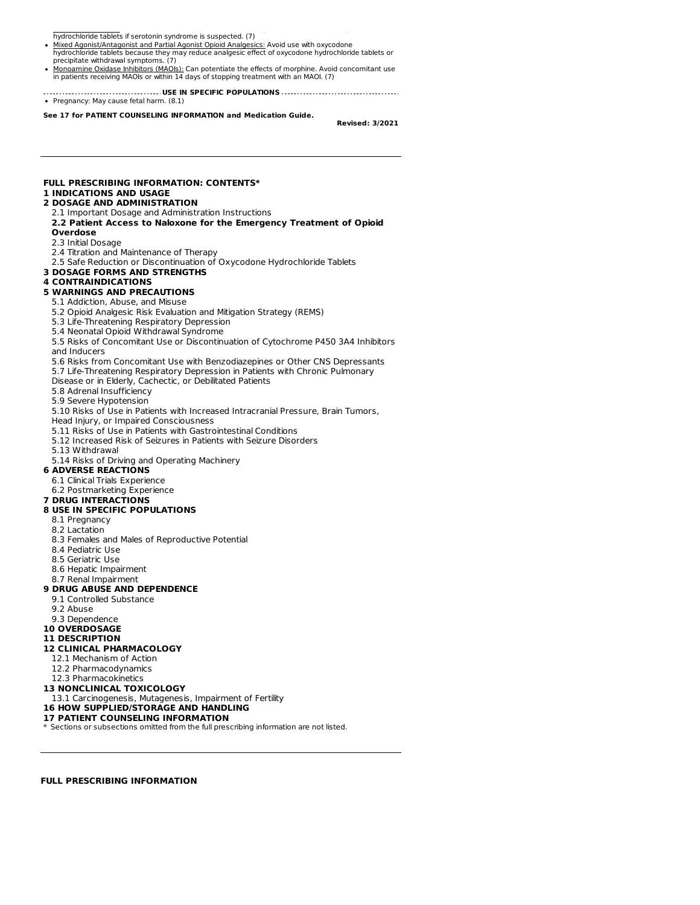hydrochloride tablets if serotonin syndrome is suspected. (7)

- Mixed Agonist/Antagonist and Partial Agonist Opioid Analgesics: Avoid use with oxycodone hydrochloride tablets because they may reduce analgesic effect of oxycodone hydrochloride tablets or precipitate withdrawal symptoms. (7)
- Monoamine Oxidase Inhibitors (MAOIs): Can potentiate the effects of morphine. Avoid concomitant use in patients receiving MAOIs or within 14 days of stopping treatment with an MAOI. (7)

**USE IN SPECIFIC POPULATIONS**

- Pregnancy: May cause fetal harm. (8.1)

**See 17 for PATIENT COUNSELING INFORMATION and Medication Guide.**

**Revised: 3/2021**

---

**FULL PRESCRIBING INFORMATION: CONTENTS***

**1 INDICATIONS AND USAGE**

**2 DOSAGE AND ADMINISTRATION**

- 2.1 Important Dosage and Administration Instructions
- **2.2 Patient Access to Naloxone for the Emergency Treatment of Opioid Overdose**
- 2.3 Initial Dosage
- 2.4 Titration and Maintenance of Therapy
- 2.5 Safe Reduction or Discontinuation of Oxycodone Hydrochloride Tablets

**3 DOSAGE FORMS AND STRENGTHS**

**4 CONTRAINDICATIONS**

**5 WARNINGS AND PRECAUTIONS**

- 5.1 Addiction, Abuse, and Misuse
- 5.2 Opioid Analgesic Risk Evaluation and Mitigation Strategy (REMS)
- 5.3 Life-Threatening Respiratory Depression
- 5.4 Neonatal Opioid Withdrawal Syndrome
- 5.5 Risks of Concomitant Use or Discontinuation of Cytochrome P450 3A4 Inhibitors and Inducers
- 5.6 Risks from Concomitant Use with Benzodiazepines or Other CNS Depressants
- 5.7 Life-Threatening Respiratory Depression in Patients with Chronic Pulmonary Disease or in Elderly, Cachectic, or Debilitated Patients
- 5.8 Adrenal Insufficiency
- 5.9 Severe Hypotension
- 5.10 Risks of Use in Patients with Increased Intracranial Pressure, Brain Tumors, Head Injury, or Impaired Consciousness
- 5.11 Risks of Use in Patients with Gastrointestinal Conditions
- 5.12 Increased Risk of Seizures in Patients with Seizure Disorders
- 5.13 Withdrawal
- 5.14 Risks of Driving and Operating Machinery

**6 ADVERSE REACTIONS**

- 6.1 Clinical Trials Experience
- 6.2 Postmarketing Experience

**7 DRUG INTERACTIONS**

**8 USE IN SPECIFIC POPULATIONS**

- 8.1 Pregnancy
- 8.2 Lactation
- 8.3 Females and Males of Reproductive Potential
- 8.4 Pediatric Use
- 8.5 Geriatric Use
- 8.6 Hepatic Impairment
- 8.7 Renal Impairment

**9 DRUG ABUSE AND DEPENDENCE**

- 9.1 Controlled Substance
- 9.2 Abuse
- 9.3 Dependence

**10 OVERDOSAGE**

**11 DESCRIPTION**

**12 CLINICAL PHARMACOLOGY**

- 12.1 Mechanism of Action
- 12.2 Pharmacodynamics
- 12.3 Pharmacokinetics

**13 NONCLINICAL TOXICOLOGY**

- 13.1 Carcinogenesis, Mutagenesis, Impairment of Fertility

**16 HOW SUPPLIED/STORAGE AND HANDLING**

**17 PATIENT COUNSELING INFORMATION**

\* Sections or subsections omitted from the full prescribing information are not listed.

---

**FULL PRESCRIBING INFORMATION**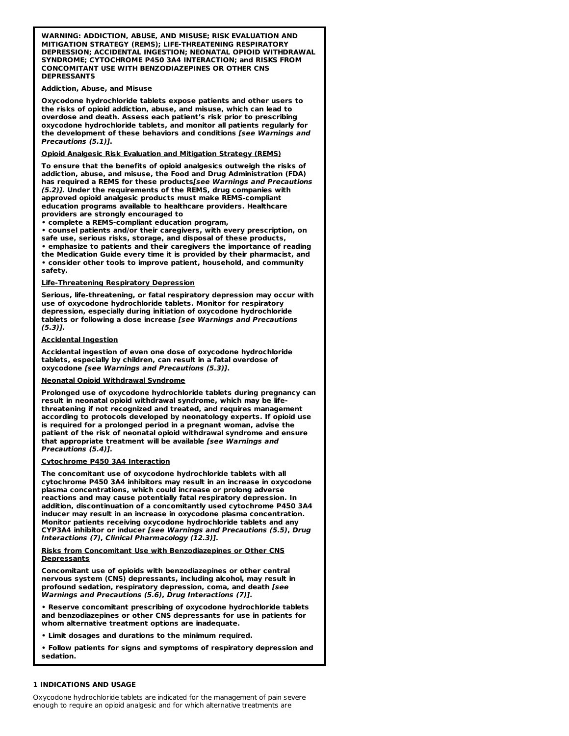**WARNING: ADDICTION, ABUSE, AND MISUSE; RISK EVALUATION AND MITIGATION STRATEGY (REMS); LIFE-THREATENING RESPIRATORY DEPRESSION; ACCIDENTAL INGESTION; NEONATAL OPIOID WITHDRAWAL SYNDROME; CYTOCHROME P450 3A4 INTERACTION; and RISKS FROM CONCOMITANT USE WITH BENZODIAZEPINES OR OTHER CNS DEPRESSANTS**

**Addiction, Abuse, and Misuse**

**Oxycodone hydrochloride tablets expose patients and other users to the risks of opioid addiction, abuse, and misuse, which can lead to overdose and death. Assess each patient's risk prior to prescribing oxycodone hydrochloride tablets, and monitor all patients regularly for the development of these behaviors and conditions *[see Warnings and Precautions (5.1)]*.**

**Opioid Analgesic Risk Evaluation and Mitigation Strategy (REMS)**

**To ensure that the benefits of opioid analgesics outweigh the risks of addiction, abuse, and misuse, the Food and Drug Administration (FDA) has required a REMS for these products*[see Warnings and Precautions (5.2)]*. Under the requirements of the REMS, drug companies with approved opioid analgesic products must make REMS-compliant education programs available to healthcare providers. Healthcare providers are strongly encouraged to**

- **complete a REMS-compliant education program,**
- **counsel patients and/or their caregivers, with every prescription, on safe use, serious risks, storage, and disposal of these products,**
- **emphasize to patients and their caregivers the importance of reading the Medication Guide every time it is provided by their pharmacist, and**
- **consider other tools to improve patient, household, and community safety.**

**Life-Threatening Respiratory Depression**

**Serious, life-threatening, or fatal respiratory depression may occur with use of oxycodone hydrochloride tablets. Monitor for respiratory depression, especially during initiation of oxycodone hydrochloride tablets or following a dose increase *[see Warnings and Precautions (5.3)]*.**

**Accidental Ingestion**

**Accidental ingestion of even one dose of oxycodone hydrochloride tablets, especially by children, can result in a fatal overdose of oxycodone *[see Warnings and Precautions (5.3)]*.**

**Neonatal Opioid Withdrawal Syndrome**

**Prolonged use of oxycodone hydrochloride tablets during pregnancy can result in neonatal opioid withdrawal syndrome, which may be life-threatening if not recognized and treated, and requires management according to protocols developed by neonatology experts. If opioid use is required for a prolonged period in a pregnant woman, advise the patient of the risk of neonatal opioid withdrawal syndrome and ensure that appropriate treatment will be available *[see Warnings and Precautions (5.4)]*.**

**Cytochrome P450 3A4 Interaction**

**The concomitant use of oxycodone hydrochloride tablets with all cytochrome P450 3A4 inhibitors may result in an increase in oxycodone plasma concentrations, which could increase or prolong adverse reactions and may cause potentially fatal respiratory depression. In addition, discontinuation of a concomitantly used cytochrome P450 3A4 inducer may result in an increase in oxycodone plasma concentration. Monitor patients receiving oxycodone hydrochloride tablets and any CYP3A4 inhibitor or inducer *[see Warnings and Precautions (5.5), Drug Interactions (7), Clinical Pharmacology (12.3)]*.**

**Risks from Concomitant Use with Benzodiazepines or Other CNS Depressants**

**Concomitant use of opioids with benzodiazepines or other central nervous system (CNS) depressants, including alcohol, may result in profound sedation, respiratory depression, coma, and death *[see Warnings and Precautions (5.6), Drug Interactions (7)]*.**

- **Reserve concomitant prescribing of oxycodone hydrochloride tablets and benzodiazepines or other CNS depressants for use in patients for whom alternative treatment options are inadequate.**
- **Limit dosages and durations to the minimum required.**
- **Follow patients for signs and symptoms of respiratory depression and sedation.**

## 1 INDICATIONS AND USAGE

Oxycodone hydrochloride tablets are indicated for the management of pain severe enough to require an opioid analgesic and for which alternative treatments are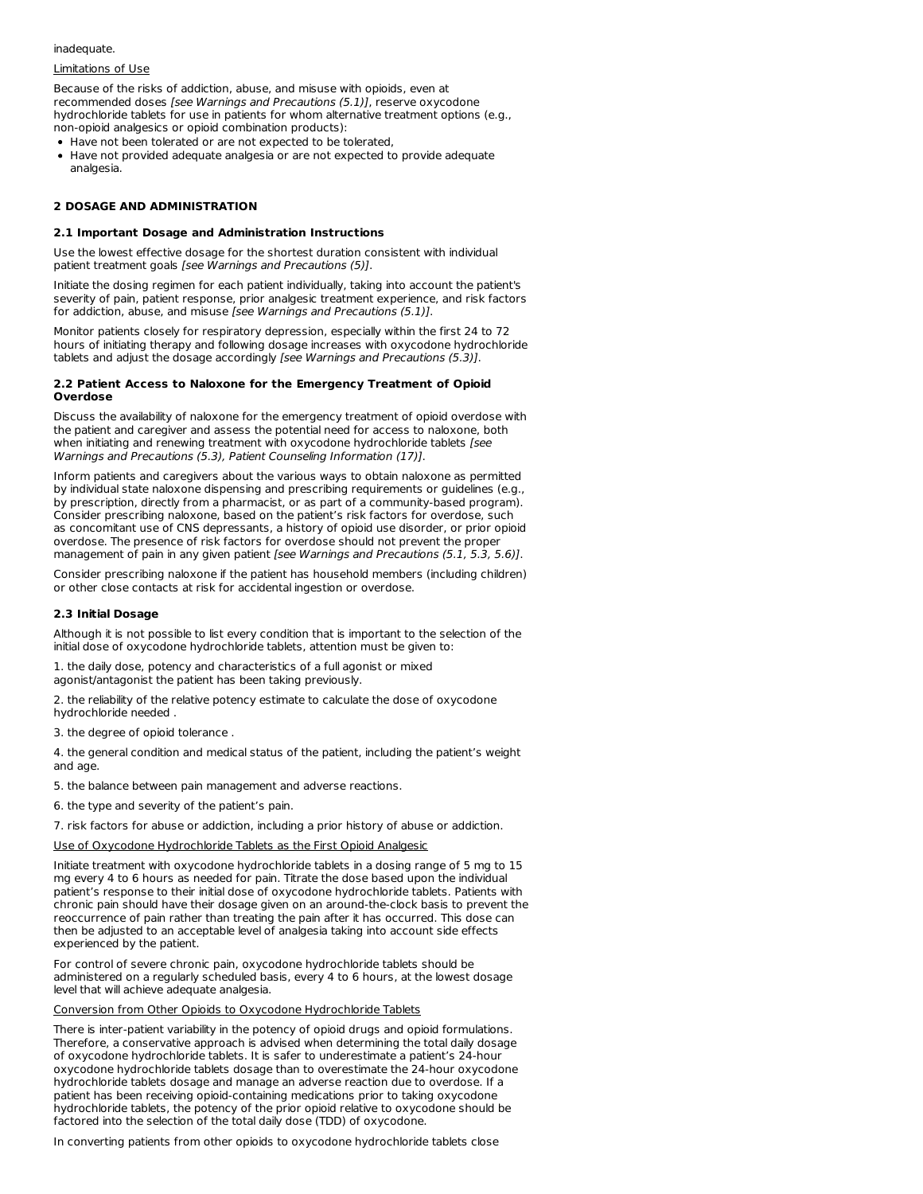inadequate.

Limitations of Use

Because of the risks of addiction, abuse, and misuse with opioids, even at recommended doses *[see Warnings and Precautions (5.1)]*, reserve oxycodone hydrochloride tablets for use in patients for whom alternative treatment options (e.g., non-opioid analgesics or opioid combination products):

- Have not been tolerated or are not expected to be tolerated,
- Have not provided adequate analgesia or are not expected to provide adequate analgesia.

## 2 DOSAGE AND ADMINISTRATION

### 2.1 Important Dosage and Administration Instructions

Use the lowest effective dosage for the shortest duration consistent with individual patient treatment goals *[see Warnings and Precautions (5)]*.

Initiate the dosing regimen for each patient individually, taking into account the patient's severity of pain, patient response, prior analgesic treatment experience, and risk factors for addiction, abuse, and misuse *[see Warnings and Precautions (5.1)]*.

Monitor patients closely for respiratory depression, especially within the first 24 to 72 hours of initiating therapy and following dosage increases with oxycodone hydrochloride tablets and adjust the dosage accordingly *[see Warnings and Precautions (5.3)]*.

### 2.2 Patient Access to Naloxone for the Emergency Treatment of Opioid Overdose

Discuss the availability of naloxone for the emergency treatment of opioid overdose with the patient and caregiver and assess the potential need for access to naloxone, both when initiating and renewing treatment with oxycodone hydrochloride tablets *[see Warnings and Precautions (5.3), Patient Counseling Information (17)]*.

Inform patients and caregivers about the various ways to obtain naloxone as permitted by individual state naloxone dispensing and prescribing requirements or guidelines (e.g., by prescription, directly from a pharmacist, or as part of a community-based program). Consider prescribing naloxone, based on the patient's risk factors for overdose, such as concomitant use of CNS depressants, a history of opioid use disorder, or prior opioid overdose. The presence of risk factors for overdose should not prevent the proper management of pain in any given patient *[see Warnings and Precautions (5.1, 5.3, 5.6)]*.

Consider prescribing naloxone if the patient has household members (including children) or other close contacts at risk for accidental ingestion or overdose.

### 2.3 Initial Dosage

Although it is not possible to list every condition that is important to the selection of the initial dose of oxycodone hydrochloride tablets, attention must be given to:

1. the daily dose, potency and characteristics of a full agonist or mixed agonist/antagonist the patient has been taking previously.

2. the reliability of the relative potency estimate to calculate the dose of oxycodone hydrochloride needed .

3. the degree of opioid tolerance .

4. the general condition and medical status of the patient, including the patient's weight and age.

5. the balance between pain management and adverse reactions.

6. the type and severity of the patient's pain.

7. risk factors for abuse or addiction, including a prior history of abuse or addiction.

Use of Oxycodone Hydrochloride Tablets as the First Opioid Analgesic

Initiate treatment with oxycodone hydrochloride tablets in a dosing range of 5 mg to 15 mg every 4 to 6 hours as needed for pain. Titrate the dose based upon the individual patient's response to their initial dose of oxycodone hydrochloride tablets. Patients with chronic pain should have their dosage given on an around-the-clock basis to prevent the reoccurrence of pain rather than treating the pain after it has occurred. This dose can then be adjusted to an acceptable level of analgesia taking into account side effects experienced by the patient.

For control of severe chronic pain, oxycodone hydrochloride tablets should be administered on a regularly scheduled basis, every 4 to 6 hours, at the lowest dosage level that will achieve adequate analgesia.

Conversion from Other Opioids to Oxycodone Hydrochloride Tablets

There is inter-patient variability in the potency of opioid drugs and opioid formulations. Therefore, a conservative approach is advised when determining the total daily dosage of oxycodone hydrochloride tablets. It is safer to underestimate a patient's 24-hour oxycodone hydrochloride tablets dosage than to overestimate the 24-hour oxycodone hydrochloride tablets dosage and manage an adverse reaction due to overdose. If a patient has been receiving opioid-containing medications prior to taking oxycodone hydrochloride tablets, the potency of the prior opioid relative to oxycodone should be factored into the selection of the total daily dose (TDD) of oxycodone.

In converting patients from other opioids to oxycodone hydrochloride tablets close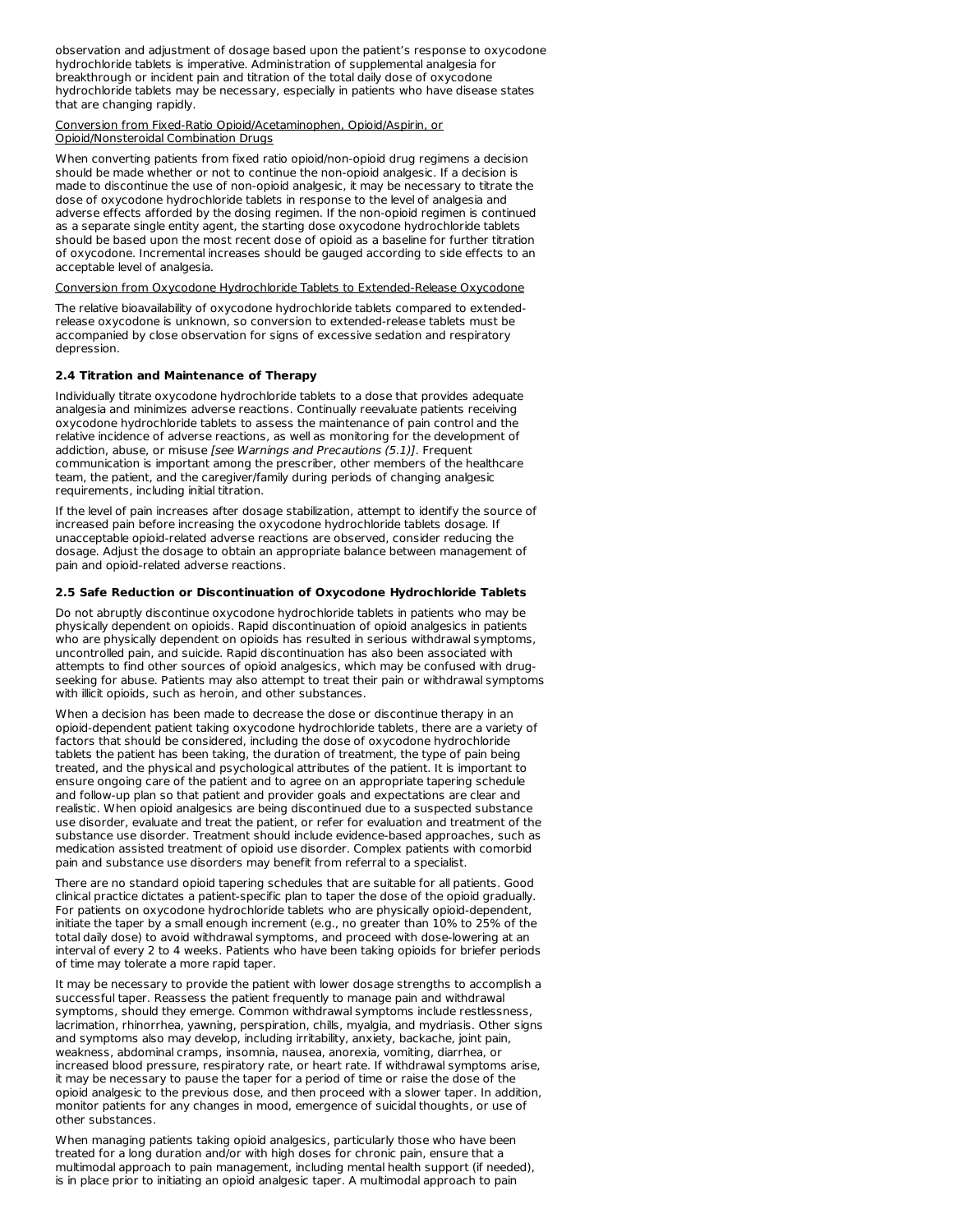observation and adjustment of dosage based upon the patient's response to oxycodone hydrochloride tablets is imperative. Administration of supplemental analgesia for breakthrough or incident pain and titration of the total daily dose of oxycodone hydrochloride tablets may be necessary, especially in patients who have disease states that are changing rapidly.

Conversion from Fixed-Ratio Opioid/Acetaminophen, Opioid/Aspirin, or Opioid/Nonsteroidal Combination Drugs

When converting patients from fixed ratio opioid/non-opioid drug regimens a decision should be made whether or not to continue the non-opioid analgesic. If a decision is made to discontinue the use of non-opioid analgesic, it may be necessary to titrate the dose of oxycodone hydrochloride tablets in response to the level of analgesia and adverse effects afforded by the dosing regimen. If the non-opioid regimen is continued as a separate single entity agent, the starting dose oxycodone hydrochloride tablets should be based upon the most recent dose of opioid as a baseline for further titration of oxycodone. Incremental increases should be gauged according to side effects to an acceptable level of analgesia.

Conversion from Oxycodone Hydrochloride Tablets to Extended-Release Oxycodone

The relative bioavailability of oxycodone hydrochloride tablets compared to extended-release oxycodone is unknown, so conversion to extended-release tablets must be accompanied by close observation for signs of excessive sedation and respiratory depression.

### 2.4 Titration and Maintenance of Therapy

Individually titrate oxycodone hydrochloride tablets to a dose that provides adequate analgesia and minimizes adverse reactions. Continually reevaluate patients receiving oxycodone hydrochloride tablets to assess the maintenance of pain control and the relative incidence of adverse reactions, as well as monitoring for the development of addiction, abuse, or misuse *[see Warnings and Precautions (5.1)]*. Frequent communication is important among the prescriber, other members of the healthcare team, the patient, and the caregiver/family during periods of changing analgesic requirements, including initial titration.

If the level of pain increases after dosage stabilization, attempt to identify the source of increased pain before increasing the oxycodone hydrochloride tablets dosage. If unacceptable opioid-related adverse reactions are observed, consider reducing the dosage. Adjust the dosage to obtain an appropriate balance between management of pain and opioid-related adverse reactions.

### 2.5 Safe Reduction or Discontinuation of Oxycodone Hydrochloride Tablets

Do not abruptly discontinue oxycodone hydrochloride tablets in patients who may be physically dependent on opioids. Rapid discontinuation of opioid analgesics in patients who are physically dependent on opioids has resulted in serious withdrawal symptoms, uncontrolled pain, and suicide. Rapid discontinuation has also been associated with attempts to find other sources of opioid analgesics, which may be confused with drug-seeking for abuse. Patients may also attempt to treat their pain or withdrawal symptoms with illicit opioids, such as heroin, and other substances.

When a decision has been made to decrease the dose or discontinue therapy in an opioid-dependent patient taking oxycodone hydrochloride tablets, there are a variety of factors that should be considered, including the dose of oxycodone hydrochloride tablets the patient has been taking, the duration of treatment, the type of pain being treated, and the physical and psychological attributes of the patient. It is important to ensure ongoing care of the patient and to agree on an appropriate tapering schedule and follow-up plan so that patient and provider goals and expectations are clear and realistic. When opioid analgesics are being discontinued due to a suspected substance use disorder, evaluate and treat the patient, or refer for evaluation and treatment of the substance use disorder. Treatment should include evidence-based approaches, such as medication assisted treatment of opioid use disorder. Complex patients with comorbid pain and substance use disorders may benefit from referral to a specialist.

There are no standard opioid tapering schedules that are suitable for all patients. Good clinical practice dictates a patient-specific plan to taper the dose of the opioid gradually. For patients on oxycodone hydrochloride tablets who are physically opioid-dependent, initiate the taper by a small enough increment (e.g., no greater than 10% to 25% of the total daily dose) to avoid withdrawal symptoms, and proceed with dose-lowering at an interval of every 2 to 4 weeks. Patients who have been taking opioids for briefer periods of time may tolerate a more rapid taper.

It may be necessary to provide the patient with lower dosage strengths to accomplish a successful taper. Reassess the patient frequently to manage pain and withdrawal symptoms, should they emerge. Common withdrawal symptoms include restlessness, lacrimation, rhinorrhea, yawning, perspiration, chills, myalgia, and mydriasis. Other signs and symptoms also may develop, including irritability, anxiety, backache, joint pain, weakness, abdominal cramps, insomnia, nausea, anorexia, vomiting, diarrhea, or increased blood pressure, respiratory rate, or heart rate. If withdrawal symptoms arise, it may be necessary to pause the taper for a period of time or raise the dose of the opioid analgesic to the previous dose, and then proceed with a slower taper. In addition, monitor patients for any changes in mood, emergence of suicidal thoughts, or use of other substances.

When managing patients taking opioid analgesics, particularly those who have been treated for a long duration and/or with high doses for chronic pain, ensure that a multimodal approach to pain management, including mental health support (if needed), is in place prior to initiating an opioid analgesic taper. A multimodal approach to pain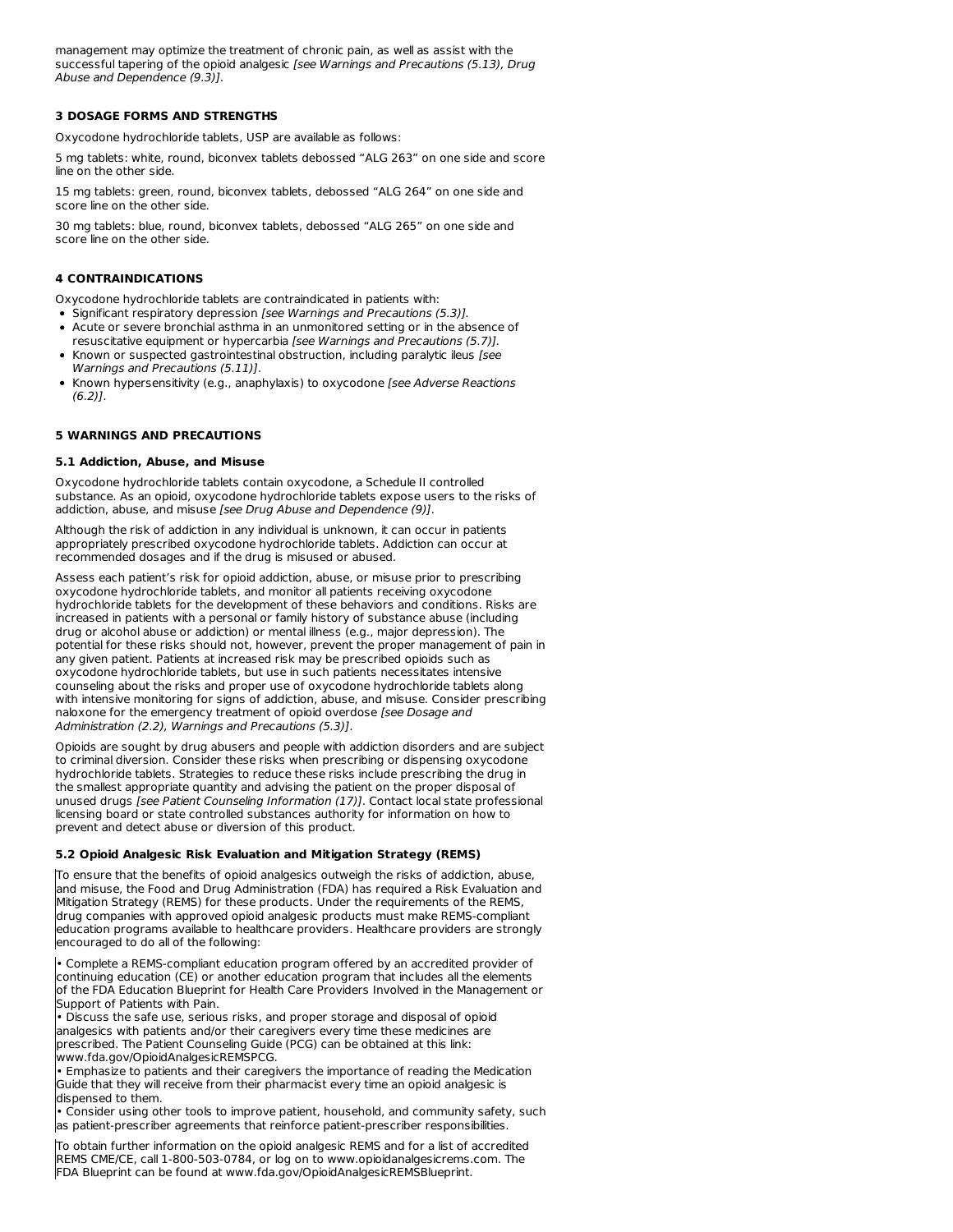management may optimize the treatment of chronic pain, as well as assist with the successful tapering of the opioid analgesic *[see Warnings and Precautions (5.13), Drug Abuse and Dependence (9.3)]*.

## 3 DOSAGE FORMS AND STRENGTHS

Oxycodone hydrochloride tablets, USP are available as follows:

5 mg tablets: white, round, biconvex tablets debossed “ALG 263” on one side and score line on the other side.

15 mg tablets: green, round, biconvex tablets, debossed “ALG 264” on one side and score line on the other side.

30 mg tablets: blue, round, biconvex tablets, debossed “ALG 265” on one side and score line on the other side.

## 4 CONTRAINDICATIONS

Oxycodone hydrochloride tablets are contraindicated in patients with:

- Significant respiratory depression *[see Warnings and Precautions (5.3)]*.
- Acute or severe bronchial asthma in an unmonitored setting or in the absence of resuscitative equipment or hypercarbia *[see Warnings and Precautions (5.7)]*.
- Known or suspected gastrointestinal obstruction, including paralytic ileus *[see Warnings and Precautions (5.11)]*.
- Known hypersensitivity (e.g., anaphylaxis) to oxycodone *[see Adverse Reactions (6.2)]*.

## 5 WARNINGS AND PRECAUTIONS

### 5.1 Addiction, Abuse, and Misuse

Oxycodone hydrochloride tablets contain oxycodone, a Schedule II controlled substance. As an opioid, oxycodone hydrochloride tablets expose users to the risks of addiction, abuse, and misuse *[see Drug Abuse and Dependence (9)]*.

Although the risk of addiction in any individual is unknown, it can occur in patients appropriately prescribed oxycodone hydrochloride tablets. Addiction can occur at recommended dosages and if the drug is misused or abused.

Assess each patient’s risk for opioid addiction, abuse, or misuse prior to prescribing oxycodone hydrochloride tablets, and monitor all patients receiving oxycodone hydrochloride tablets for the development of these behaviors and conditions. Risks are increased in patients with a personal or family history of substance abuse (including drug or alcohol abuse or addiction) or mental illness (e.g., major depression). The potential for these risks should not, however, prevent the proper management of pain in any given patient. Patients at increased risk may be prescribed opioids such as oxycodone hydrochloride tablets, but use in such patients necessitates intensive counseling about the risks and proper use of oxycodone hydrochloride tablets along with intensive monitoring for signs of addiction, abuse, and misuse. Consider prescribing naloxone for the emergency treatment of opioid overdose *[see Dosage and Administration (2.2), Warnings and Precautions (5.3)]*.

Opioids are sought by drug abusers and people with addiction disorders and are subject to criminal diversion. Consider these risks when prescribing or dispensing oxycodone hydrochloride tablets. Strategies to reduce these risks include prescribing the drug in the smallest appropriate quantity and advising the patient on the proper disposal of unused drugs *[see Patient Counseling Information (17)]*. Contact local state professional licensing board or state controlled substances authority for information on how to prevent and detect abuse or diversion of this product.

### 5.2 Opioid Analgesic Risk Evaluation and Mitigation Strategy (REMS)

To ensure that the benefits of opioid analgesics outweigh the risks of addiction, abuse, and misuse, the Food and Drug Administration (FDA) has required a Risk Evaluation and Mitigation Strategy (REMS) for these products. Under the requirements of the REMS, drug companies with approved opioid analgesic products must make REMS-compliant education programs available to healthcare providers. Healthcare providers are strongly encouraged to do all of the following:

• Complete a REMS-compliant education program offered by an accredited provider of continuing education (CE) or another education program that includes all the elements of the FDA Education Blueprint for Health Care Providers Involved in the Management or Support of Patients with Pain.
• Discuss the safe use, serious risks, and proper storage and disposal of opioid analgesics with patients and/or their caregivers every time these medicines are prescribed. The Patient Counseling Guide (PCG) can be obtained at this link: www.fda.gov/OpioidAnalgesicREMSPCG.
• Emphasize to patients and their caregivers the importance of reading the Medication Guide that they will receive from their pharmacist every time an opioid analgesic is dispensed to them.
• Consider using other tools to improve patient, household, and community safety, such as patient-prescriber agreements that reinforce patient-prescriber responsibilities.

To obtain further information on the opioid analgesic REMS and for a list of accredited REMS CME/CE, call 1-800-503-0784, or log on to www.opioidanalgesicrems.com. The FDA Blueprint can be found at www.fda.gov/OpioidAnalgesicREMSBlueprint.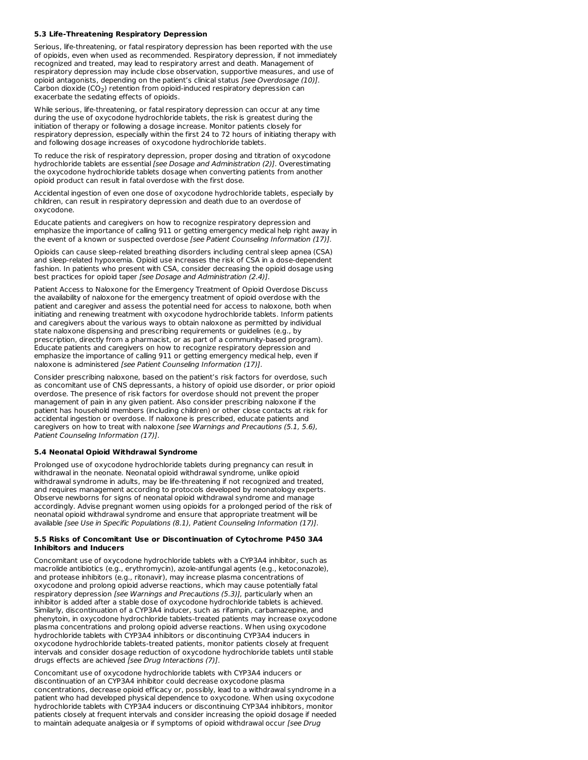### 5.3 Life-Threatening Respiratory Depression

Serious, life-threatening, or fatal respiratory depression has been reported with the use of opioids, even when used as recommended. Respiratory depression, if not immediately recognized and treated, may lead to respiratory arrest and death. Management of respiratory depression may include close observation, supportive measures, and use of opioid antagonists, depending on the patient's clinical status *[see Overdosage (10)]*. Carbon dioxide ($CO_2$) retention from opioid-induced respiratory depression can exacerbate the sedating effects of opioids.

While serious, life-threatening, or fatal respiratory depression can occur at any time during the use of oxycodone hydrochloride tablets, the risk is greatest during the initiation of therapy or following a dosage increase. Monitor patients closely for respiratory depression, especially within the first 24 to 72 hours of initiating therapy with and following dosage increases of oxycodone hydrochloride tablets.

To reduce the risk of respiratory depression, proper dosing and titration of oxycodone hydrochloride tablets are essential *[see Dosage and Administration (2)]*. Overestimating the oxycodone hydrochloride tablets dosage when converting patients from another opioid product can result in fatal overdose with the first dose.

Accidental ingestion of even one dose of oxycodone hydrochloride tablets, especially by children, can result in respiratory depression and death due to an overdose of oxycodone.

Educate patients and caregivers on how to recognize respiratory depression and emphasize the importance of calling 911 or getting emergency medical help right away in the event of a known or suspected overdose *[see Patient Counseling Information (17)]*.

Opioids can cause sleep-related breathing disorders including central sleep apnea (CSA) and sleep-related hypoxemia. Opioid use increases the risk of CSA in a dose-dependent fashion. In patients who present with CSA, consider decreasing the opioid dosage using best practices for opioid taper *[see Dosage and Administration (2.4)]*.

Patient Access to Naloxone for the Emergency Treatment of Opioid Overdose Discuss the availability of naloxone for the emergency treatment of opioid overdose with the patient and caregiver and assess the potential need for access to naloxone, both when initiating and renewing treatment with oxycodone hydrochloride tablets. Inform patients and caregivers about the various ways to obtain naloxone as permitted by individual state naloxone dispensing and prescribing requirements or guidelines (e.g., by prescription, directly from a pharmacist, or as part of a community-based program). Educate patients and caregivers on how to recognize respiratory depression and emphasize the importance of calling 911 or getting emergency medical help, even if naloxone is administered *[see Patient Counseling Information (17)]*.

Consider prescribing naloxone, based on the patient's risk factors for overdose, such as concomitant use of CNS depressants, a history of opioid use disorder, or prior opioid overdose. The presence of risk factors for overdose should not prevent the proper management of pain in any given patient. Also consider prescribing naloxone if the patient has household members (including children) or other close contacts at risk for accidental ingestion or overdose. If naloxone is prescribed, educate patients and caregivers on how to treat with naloxone *[see Warnings and Precautions (5.1, 5.6), Patient Counseling Information (17)]*.

### 5.4 Neonatal Opioid Withdrawal Syndrome

Prolonged use of oxycodone hydrochloride tablets during pregnancy can result in withdrawal in the neonate. Neonatal opioid withdrawal syndrome, unlike opioid withdrawal syndrome in adults, may be life-threatening if not recognized and treated, and requires management according to protocols developed by neonatology experts. Observe newborns for signs of neonatal opioid withdrawal syndrome and manage accordingly. Advise pregnant women using opioids for a prolonged period of the risk of neonatal opioid withdrawal syndrome and ensure that appropriate treatment will be available *[see Use in Specific Populations (8.1), Patient Counseling Information (17)]*.

### 5.5 Risks of Concomitant Use or Discontinuation of Cytochrome P450 3A4 Inhibitors and Inducers

Concomitant use of oxycodone hydrochloride tablets with a CYP3A4 inhibitor, such as macrolide antibiotics (e.g., erythromycin), azole-antifungal agents (e.g., ketoconazole), and protease inhibitors (e.g., ritonavir), may increase plasma concentrations of oxycodone and prolong opioid adverse reactions, which may cause potentially fatal respiratory depression *[see Warnings and Precautions (5.3)]*, particularly when an inhibitor is added after a stable dose of oxycodone hydrochloride tablets is achieved. Similarly, discontinuation of a CYP3A4 inducer, such as rifampin, carbamazepine, and phenytoin, in oxycodone hydrochloride tablets-treated patients may increase oxycodone plasma concentrations and prolong opioid adverse reactions. When using oxycodone hydrochloride tablets with CYP3A4 inhibitors or discontinuing CYP3A4 inducers in oxycodone hydrochloride tablets-treated patients, monitor patients closely at frequent intervals and consider dosage reduction of oxycodone hydrochloride tablets until stable drugs effects are achieved *[see Drug Interactions (7)]*.

Concomitant use of oxycodone hydrochloride tablets with CYP3A4 inducers or discontinuation of an CYP3A4 inhibitor could decrease oxycodone plasma concentrations, decrease opioid efficacy or, possibly, lead to a withdrawal syndrome in a patient who had developed physical dependence to oxycodone. When using oxycodone hydrochloride tablets with CYP3A4 inducers or discontinuing CYP3A4 inhibitors, monitor patients closely at frequent intervals and consider increasing the opioid dosage if needed to maintain adequate analgesia or if symptoms of opioid withdrawal occur *[see Drug*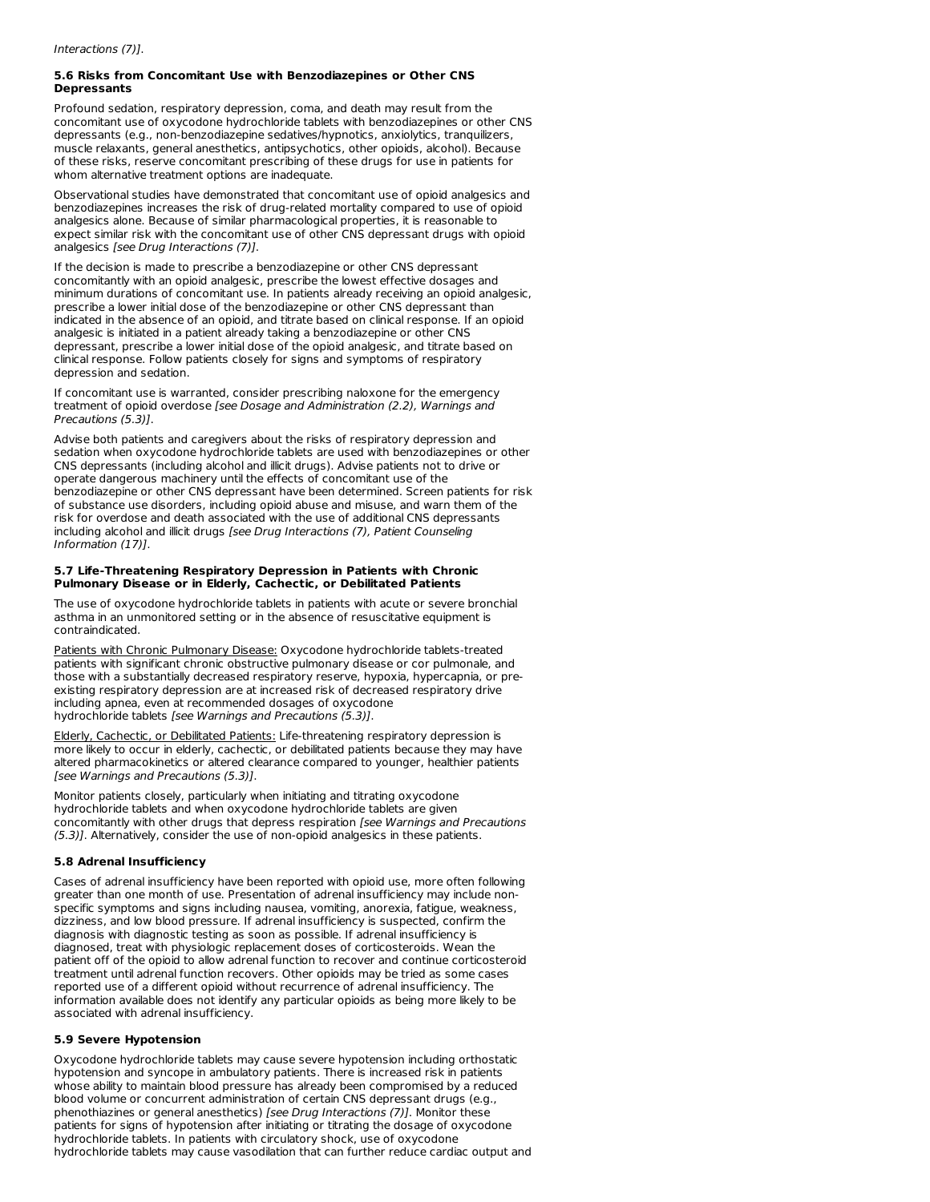*Interactions (7)]*.

### 5.6 Risks from Concomitant Use with Benzodiazepines or Other CNS Depressants

Profound sedation, respiratory depression, coma, and death may result from the concomitant use of oxycodone hydrochloride tablets with benzodiazepines or other CNS depressants (e.g., non-benzodiazepine sedatives/hypnotics, anxiolytics, tranquilizers, muscle relaxants, general anesthetics, antipsychotics, other opioids, alcohol). Because of these risks, reserve concomitant prescribing of these drugs for use in patients for whom alternative treatment options are inadequate.

Observational studies have demonstrated that concomitant use of opioid analgesics and benzodiazepines increases the risk of drug-related mortality compared to use of opioid analgesics alone. Because of similar pharmacological properties, it is reasonable to expect similar risk with the concomitant use of other CNS depressant drugs with opioid analgesics *[see Drug Interactions (7)]*.

If the decision is made to prescribe a benzodiazepine or other CNS depressant concomitantly with an opioid analgesic, prescribe the lowest effective dosages and minimum durations of concomitant use. In patients already receiving an opioid analgesic, prescribe a lower initial dose of the benzodiazepine or other CNS depressant than indicated in the absence of an opioid, and titrate based on clinical response. If an opioid analgesic is initiated in a patient already taking a benzodiazepine or other CNS depressant, prescribe a lower initial dose of the opioid analgesic, and titrate based on clinical response. Follow patients closely for signs and symptoms of respiratory depression and sedation.

If concomitant use is warranted, consider prescribing naloxone for the emergency treatment of opioid overdose *[see Dosage and Administration (2.2), Warnings and Precautions (5.3)]*.

Advise both patients and caregivers about the risks of respiratory depression and sedation when oxycodone hydrochloride tablets are used with benzodiazepines or other CNS depressants (including alcohol and illicit drugs). Advise patients not to drive or operate dangerous machinery until the effects of concomitant use of the benzodiazepine or other CNS depressant have been determined. Screen patients for risk of substance use disorders, including opioid abuse and misuse, and warn them of the risk for overdose and death associated with the use of additional CNS depressants including alcohol and illicit drugs *[see Drug Interactions (7), Patient Counseling Information (17)]*.

### 5.7 Life-Threatening Respiratory Depression in Patients with Chronic Pulmonary Disease or in Elderly, Cachectic, or Debilitated Patients

The use of oxycodone hydrochloride tablets in patients with acute or severe bronchial asthma in an unmonitored setting or in the absence of resuscitative equipment is contraindicated.

<u>Patients with Chronic Pulmonary Disease:</u> Oxycodone hydrochloride tablets-treated patients with significant chronic obstructive pulmonary disease or cor pulmonale, and those with a substantially decreased respiratory reserve, hypoxia, hypercapnia, or pre-existing respiratory depression are at increased risk of decreased respiratory drive including apnea, even at recommended dosages of oxycodone hydrochloride tablets *[see Warnings and Precautions (5.3)]*.

<u>Elderly, Cachectic, or Debilitated Patients:</u> Life-threatening respiratory depression is more likely to occur in elderly, cachectic, or debilitated patients because they may have altered pharmacokinetics or altered clearance compared to younger, healthier patients *[see Warnings and Precautions (5.3)]*.

Monitor patients closely, particularly when initiating and titrating oxycodone hydrochloride tablets and when oxycodone hydrochloride tablets are given concomitantly with other drugs that depress respiration *[see Warnings and Precautions (5.3)]*. Alternatively, consider the use of non-opioid analgesics in these patients.

### 5.8 Adrenal Insufficiency

Cases of adrenal insufficiency have been reported with opioid use, more often following greater than one month of use. Presentation of adrenal insufficiency may include non-specific symptoms and signs including nausea, vomiting, anorexia, fatigue, weakness, dizziness, and low blood pressure. If adrenal insufficiency is suspected, confirm the diagnosis with diagnostic testing as soon as possible. If adrenal insufficiency is diagnosed, treat with physiologic replacement doses of corticosteroids. Wean the patient off of the opioid to allow adrenal function to recover and continue corticosteroid treatment until adrenal function recovers. Other opioids may be tried as some cases reported use of a different opioid without recurrence of adrenal insufficiency. The information available does not identify any particular opioids as being more likely to be associated with adrenal insufficiency.

### 5.9 Severe Hypotension

Oxycodone hydrochloride tablets may cause severe hypotension including orthostatic hypotension and syncope in ambulatory patients. There is increased risk in patients whose ability to maintain blood pressure has already been compromised by a reduced blood volume or concurrent administration of certain CNS depressant drugs (e.g., phenothiazines or general anesthetics) *[see Drug Interactions (7)]*. Monitor these patients for signs of hypotension after initiating or titrating the dosage of oxycodone hydrochloride tablets. In patients with circulatory shock, use of oxycodone hydrochloride tablets may cause vasodilation that can further reduce cardiac output and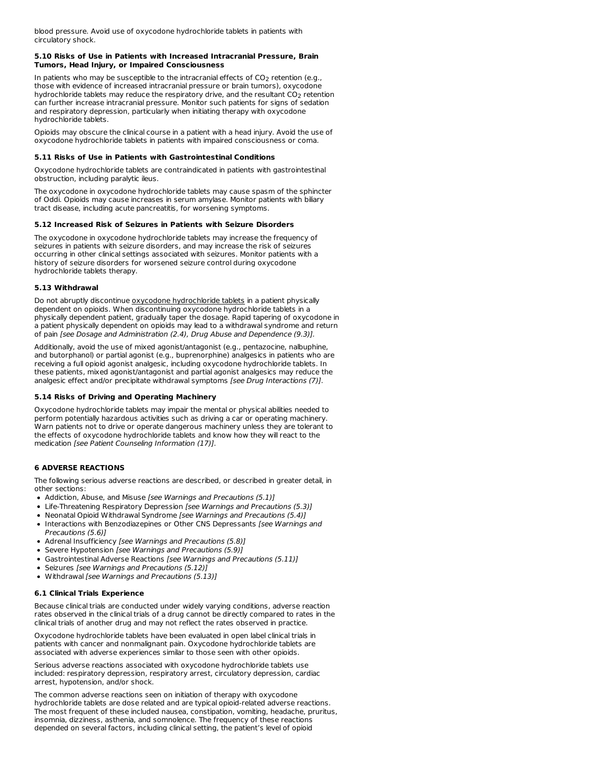blood pressure. Avoid use of oxycodone hydrochloride tablets in patients with circulatory shock.

### 5.10 Risks of Use in Patients with Increased Intracranial Pressure, Brain Tumors, Head Injury, or Impaired Consciousness

In patients who may be susceptible to the intracranial effects of $CO_2$ retention (e.g., those with evidence of increased intracranial pressure or brain tumors), oxycodone hydrochloride tablets may reduce the respiratory drive, and the resultant $CO_2$ retention can further increase intracranial pressure. Monitor such patients for signs of sedation and respiratory depression, particularly when initiating therapy with oxycodone hydrochloride tablets.

Opioids may obscure the clinical course in a patient with a head injury. Avoid the use of oxycodone hydrochloride tablets in patients with impaired consciousness or coma.

### 5.11 Risks of Use in Patients with Gastrointestinal Conditions

Oxycodone hydrochloride tablets are contraindicated in patients with gastrointestinal obstruction, including paralytic ileus.

The oxycodone in oxycodone hydrochloride tablets may cause spasm of the sphincter of Oddi. Opioids may cause increases in serum amylase. Monitor patients with biliary tract disease, including acute pancreatitis, for worsening symptoms.

### 5.12 Increased Risk of Seizures in Patients with Seizure Disorders

The oxycodone in oxycodone hydrochloride tablets may increase the frequency of seizures in patients with seizure disorders, and may increase the risk of seizures occurring in other clinical settings associated with seizures. Monitor patients with a history of seizure disorders for worsened seizure control during oxycodone hydrochloride tablets therapy.

### 5.13 Withdrawal

Do not abruptly discontinue oxycodone hydrochloride tablets in a patient physically dependent on opioids. When discontinuing oxycodone hydrochloride tablets in a physically dependent patient, gradually taper the dosage. Rapid tapering of oxycodone in a patient physically dependent on opioids may lead to a withdrawal syndrome and return of pain *[see Dosage and Administration (2.4), Drug Abuse and Dependence (9.3)]*.

Additionally, avoid the use of mixed agonist/antagonist (e.g., pentazocine, nalbuphine, and butorphanol) or partial agonist (e.g., buprenorphine) analgesics in patients who are receiving a full opioid agonist analgesic, including oxycodone hydrochloride tablets. In these patients, mixed agonist/antagonist and partial agonist analgesics may reduce the analgesic effect and/or precipitate withdrawal symptoms *[see Drug Interactions (7)]*.

### 5.14 Risks of Driving and Operating Machinery

Oxycodone hydrochloride tablets may impair the mental or physical abilities needed to perform potentially hazardous activities such as driving a car or operating machinery. Warn patients not to drive or operate dangerous machinery unless they are tolerant to the effects of oxycodone hydrochloride tablets and know how they will react to the medication *[see Patient Counseling Information (17)]*.

## 6 ADVERSE REACTIONS

The following serious adverse reactions are described, or described in greater detail, in other sections:

- Addiction, Abuse, and Misuse *[see Warnings and Precautions (5.1)]*
- Life-Threatening Respiratory Depression *[see Warnings and Precautions (5.3)]*
- Neonatal Opioid Withdrawal Syndrome *[see Warnings and Precautions (5.4)]*
- Interactions with Benzodiazepines or Other CNS Depressants *[see Warnings and Precautions (5.6)]*
- Adrenal Insufficiency *[see Warnings and Precautions (5.8)]*
- Severe Hypotension *[see Warnings and Precautions (5.9)]*
- Gastrointestinal Adverse Reactions *[see Warnings and Precautions (5.11)]*
- Seizures *[see Warnings and Precautions (5.12)]*
- Withdrawal *[see Warnings and Precautions (5.13)]*

### 6.1 Clinical Trials Experience

Because clinical trials are conducted under widely varying conditions, adverse reaction rates observed in the clinical trials of a drug cannot be directly compared to rates in the clinical trials of another drug and may not reflect the rates observed in practice.

Oxycodone hydrochloride tablets have been evaluated in open label clinical trials in patients with cancer and nonmalignant pain. Oxycodone hydrochloride tablets are associated with adverse experiences similar to those seen with other opioids.

Serious adverse reactions associated with oxycodone hydrochloride tablets use included: respiratory depression, respiratory arrest, circulatory depression, cardiac arrest, hypotension, and/or shock.

The common adverse reactions seen on initiation of therapy with oxycodone hydrochloride tablets are dose related and are typical opioid-related adverse reactions. The most frequent of these included nausea, constipation, vomiting, headache, pruritus, insomnia, dizziness, asthenia, and somnolence. The frequency of these reactions depended on several factors, including clinical setting, the patient's level of opioid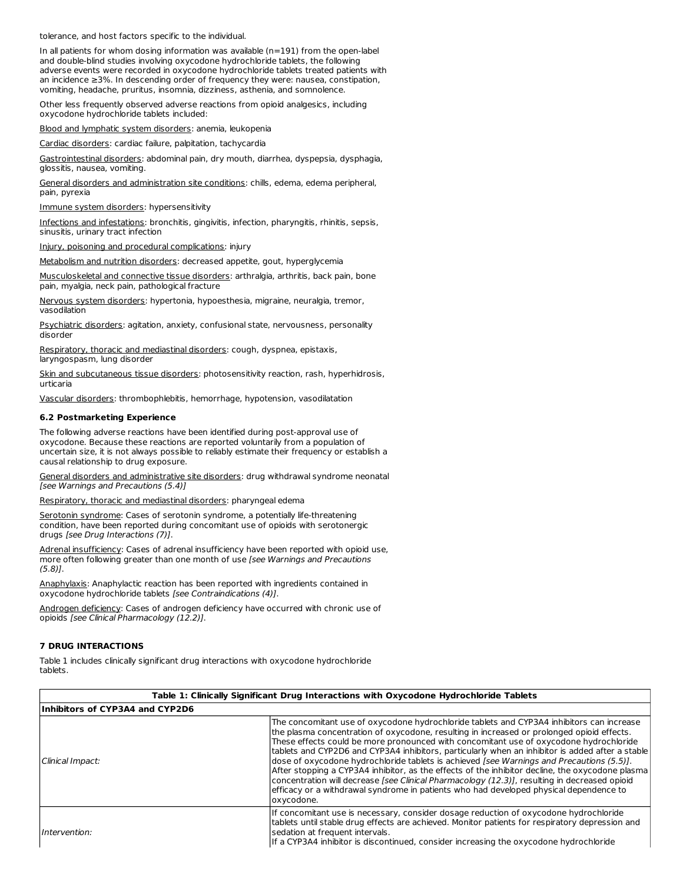tolerance, and host factors specific to the individual.

In all patients for whom dosing information was available (n=191) from the open-label and double-blind studies involving oxycodone hydrochloride tablets, the following adverse events were recorded in oxycodone hydrochloride tablets treated patients with an incidence ≥3%. In descending order of frequency they were: nausea, constipation, vomiting, headache, pruritus, insomnia, dizziness, asthenia, and somnolence.

Other less frequently observed adverse reactions from opioid analgesics, including oxycodone hydrochloride tablets included:

Blood and lymphatic system disorders: anemia, leukopenia

Cardiac disorders: cardiac failure, palpitation, tachycardia

Gastrointestinal disorders: abdominal pain, dry mouth, diarrhea, dyspepsia, dysphagia, glossitis, nausea, vomiting.

General disorders and administration site conditions: chills, edema, edema peripheral, pain, pyrexia

Immune system disorders: hypersensitivity

Infections and infestations: bronchitis, gingivitis, infection, pharyngitis, rhinitis, sepsis, sinusitis, urinary tract infection

Injury, poisoning and procedural complications: injury

Metabolism and nutrition disorders: decreased appetite, gout, hyperglycemia

Musculoskeletal and connective tissue disorders: arthralgia, arthritis, back pain, bone pain, myalgia, neck pain, pathological fracture

Nervous system disorders: hypertonia, hypoesthesia, migraine, neuralgia, tremor, vasodilation

Psychiatric disorders: agitation, anxiety, confusional state, nervousness, personality disorder

Respiratory, thoracic and mediastinal disorders: cough, dyspnea, epistaxis, laryngospasm, lung disorder

Skin and subcutaneous tissue disorders: photosensitivity reaction, rash, hyperhidrosis, urticaria

Vascular disorders: thrombophlebitis, hemorrhage, hypotension, vasodilatation

### 6.2 Postmarketing Experience

The following adverse reactions have been identified during post-approval use of oxycodone. Because these reactions are reported voluntarily from a population of uncertain size, it is not always possible to reliably estimate their frequency or establish a causal relationship to drug exposure.

General disorders and administrative site disorders: drug withdrawal syndrome neonatal *[see Warnings and Precautions (5.4)]*

Respiratory, thoracic and mediastinal disorders: pharyngeal edema

Serotonin syndrome: Cases of serotonin syndrome, a potentially life-threatening condition, have been reported during concomitant use of opioids with serotonergic drugs *[see Drug Interactions (7)]*.

Adrenal insufficiency: Cases of adrenal insufficiency have been reported with opioid use, more often following greater than one month of use *[see Warnings and Precautions (5.8)]*.

Anaphylaxis: Anaphylactic reaction has been reported with ingredients contained in oxycodone hydrochloride tablets *[see Contraindications (4)]*.

Androgen deficiency: Cases of androgen deficiency have occurred with chronic use of opioids *[see Clinical Pharmacology (12.2)]*.

## 7 DRUG INTERACTIONS

Table 1 includes clinically significant drug interactions with oxycodone hydrochloride tablets.

| Table 1: Clinically Significant Drug Interactions with Oxycodone Hydrochloride Tablets | |
|---|---|
| **Inhibitors of CYP3A4 and CYP2D6** | |
| *Clinical Impact:* | The concomitant use of oxycodone hydrochloride tablets and CYP3A4 inhibitors can increase the plasma concentration of oxycodone, resulting in increased or prolonged opioid effects. These effects could be more pronounced with concomitant use of oxycodone hydrochloride tablets and CYP2D6 and CYP3A4 inhibitors, particularly when an inhibitor is added after a stable dose of oxycodone hydrochloride tablets is achieved *[see Warnings and Precautions (5.5)]*. After stopping a CYP3A4 inhibitor, as the effects of the inhibitor decline, the oxycodone plasma concentration will decrease *[see Clinical Pharmacology (12.3)]*, resulting in decreased opioid efficacy or a withdrawal syndrome in patients who had developed physical dependence to oxycodone. |
| *Intervention:* | If concomitant use is necessary, consider dosage reduction of oxycodone hydrochloride tablets until stable drug effects are achieved. Monitor patients for respiratory depression and sedation at frequent intervals.<br>If a CYP3A4 inhibitor is discontinued, consider increasing the oxycodone hydrochloride |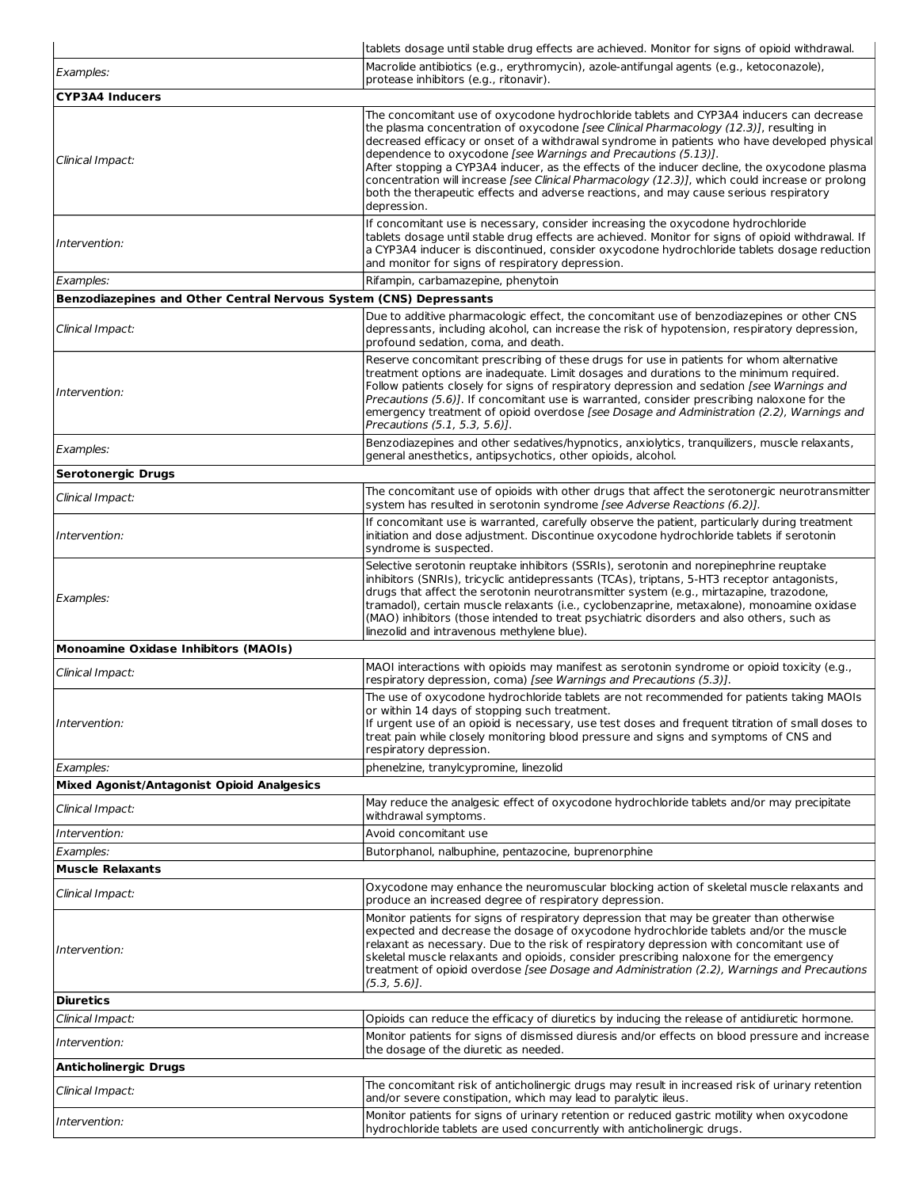| | |
|---|---|
| | tablets dosage until stable drug effects are achieved. Monitor for signs of opioid withdrawal. |
| *Examples:* | Macrolide antibiotics (e.g., erythromycin), azole-antifungal agents (e.g., ketoconazole), protease inhibitors (e.g., ritonavir). |
| **CYP3A4 Inducers** | |
| *Clinical Impact:* | The concomitant use of oxycodone hydrochloride tablets and CYP3A4 inducers can decrease the plasma concentration of oxycodone *[see Clinical Pharmacology (12.3)]*, resulting in decreased efficacy or onset of a withdrawal syndrome in patients who have developed physical dependence to oxycodone *[see Warnings and Precautions (5.13)]*. After stopping a CYP3A4 inducer, as the effects of the inducer decline, the oxycodone plasma concentration will increase *[see Clinical Pharmacology (12.3)]*, which could increase or prolong both the therapeutic effects and adverse reactions, and may cause serious respiratory depression. |
| *Intervention:* | If concomitant use is necessary, consider increasing the oxycodone hydrochloride tablets dosage until stable drug effects are achieved. Monitor for signs of opioid withdrawal. If a CYP3A4 inducer is discontinued, consider oxycodone hydrochloride tablets dosage reduction and monitor for signs of respiratory depression. |
| *Examples:* | Rifampin, carbamazepine, phenytoin |
| **Benzodiazepines and Other Central Nervous System (CNS) Depressants** | |
| *Clinical Impact:* | Due to additive pharmacologic effect, the concomitant use of benzodiazepines or other CNS depressants, including alcohol, can increase the risk of hypotension, respiratory depression, profound sedation, coma, and death. |
| *Intervention:* | Reserve concomitant prescribing of these drugs for use in patients for whom alternative treatment options are inadequate. Limit dosages and durations to the minimum required. Follow patients closely for signs of respiratory depression and sedation *[see Warnings and Precautions (5.6)]*. If concomitant use is warranted, consider prescribing naloxone for the emergency treatment of opioid overdose *[see Dosage and Administration (2.2), Warnings and Precautions (5.1, 5.3, 5.6)]*. |
| *Examples:* | Benzodiazepines and other sedatives/hypnotics, anxiolytics, tranquilizers, muscle relaxants, general anesthetics, antipsychotics, other opioids, alcohol. |
| **Serotonergic Drugs** | |
| *Clinical Impact:* | The concomitant use of opioids with other drugs that affect the serotonergic neurotransmitter system has resulted in serotonin syndrome *[see Adverse Reactions (6.2)]*. |
| *Intervention:* | If concomitant use is warranted, carefully observe the patient, particularly during treatment initiation and dose adjustment. Discontinue oxycodone hydrochloride tablets if serotonin syndrome is suspected. |
| *Examples:* | Selective serotonin reuptake inhibitors (SSRIs), serotonin and norepinephrine reuptake inhibitors (SNRIs), tricyclic antidepressants (TCAs), triptans, 5-HT3 receptor antagonists, drugs that affect the serotonin neurotransmitter system (e.g., mirtazapine, trazodone, tramadol), certain muscle relaxants (i.e., cyclobenzaprine, metaxalone), monoamine oxidase (MAO) inhibitors (those intended to treat psychiatric disorders and also others, such as linezolid and intravenous methylene blue). |
| **Monoamine Oxidase Inhibitors (MAOIs)** | |
| *Clinical Impact:* | MAOI interactions with opioids may manifest as serotonin syndrome or opioid toxicity (e.g., respiratory depression, coma) *[see Warnings and Precautions (5.3)]*. |
| *Intervention:* | The use of oxycodone hydrochloride tablets are not recommended for patients taking MAOIs or within 14 days of stopping such treatment. If urgent use of an opioid is necessary, use test doses and frequent titration of small doses to treat pain while closely monitoring blood pressure and signs and symptoms of CNS and respiratory depression. |
| *Examples:* | phenelzine, tranylcypromine, linezolid |
| **Mixed Agonist/Antagonist Opioid Analgesics** | |
| *Clinical Impact:* | May reduce the analgesic effect of oxycodone hydrochloride tablets and/or may precipitate withdrawal symptoms. |
| *Intervention:* | Avoid concomitant use |
| *Examples:* | Butorphanol, nalbuphine, pentazocine, buprenorphine |
| **Muscle Relaxants** | |
| *Clinical Impact:* | Oxycodone may enhance the neuromuscular blocking action of skeletal muscle relaxants and produce an increased degree of respiratory depression. |
| *Intervention:* | Monitor patients for signs of respiratory depression that may be greater than otherwise expected and decrease the dosage of oxycodone hydrochloride tablets and/or the muscle relaxant as necessary. Due to the risk of respiratory depression with concomitant use of skeletal muscle relaxants and opioids, consider prescribing naloxone for the emergency treatment of opioid overdose *[see Dosage and Administration (2.2), Warnings and Precautions (5.3, 5.6)]*. |
| **Diuretics** | |
| *Clinical Impact:* | Opioids can reduce the efficacy of diuretics by inducing the release of antidiuretic hormone. |
| *Intervention:* | Monitor patients for signs of dismissed diuresis and/or effects on blood pressure and increase the dosage of the diuretic as needed. |
| **Anticholinergic Drugs** | |
| *Clinical Impact:* | The concomitant risk of anticholinergic drugs may result in increased risk of urinary retention and/or severe constipation, which may lead to paralytic ileus. |
| *Intervention:* | Monitor patients for signs of urinary retention or reduced gastric motility when oxycodone hydrochloride tablets are used concurrently with anticholinergic drugs. |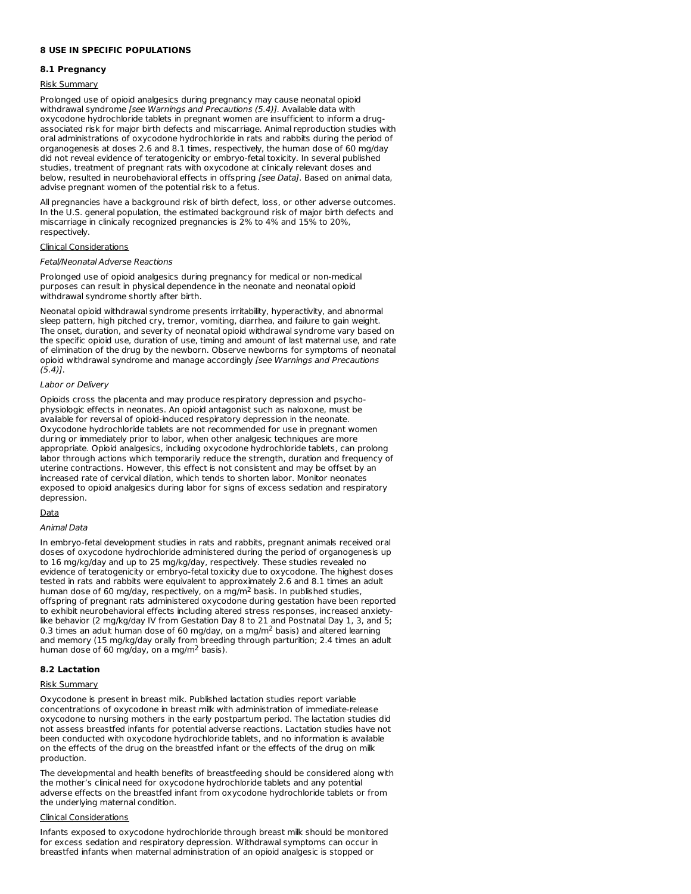## 8 USE IN SPECIFIC POPULATIONS

### 8.1 Pregnancy

Risk Summary

Prolonged use of opioid analgesics during pregnancy may cause neonatal opioid withdrawal syndrome *[see Warnings and Precautions (5.4)]*. Available data with oxycodone hydrochloride tablets in pregnant women are insufficient to inform a drug-associated risk for major birth defects and miscarriage. Animal reproduction studies with oral administrations of oxycodone hydrochloride in rats and rabbits during the period of organogenesis at doses 2.6 and 8.1 times, respectively, the human dose of 60 mg/day did not reveal evidence of teratogenicity or embryo-fetal toxicity. In several published studies, treatment of pregnant rats with oxycodone at clinically relevant doses and below, resulted in neurobehavioral effects in offspring *[see Data]*. Based on animal data, advise pregnant women of the potential risk to a fetus.

All pregnancies have a background risk of birth defect, loss, or other adverse outcomes. In the U.S. general population, the estimated background risk of major birth defects and miscarriage in clinically recognized pregnancies is 2% to 4% and 15% to 20%, respectively.

Clinical Considerations

*Fetal/Neonatal Adverse Reactions*

Prolonged use of opioid analgesics during pregnancy for medical or non-medical purposes can result in physical dependence in the neonate and neonatal opioid withdrawal syndrome shortly after birth.

Neonatal opioid withdrawal syndrome presents irritability, hyperactivity, and abnormal sleep pattern, high pitched cry, tremor, vomiting, diarrhea, and failure to gain weight. The onset, duration, and severity of neonatal opioid withdrawal syndrome vary based on the specific opioid use, duration of use, timing and amount of last maternal use, and rate of elimination of the drug by the newborn. Observe newborns for symptoms of neonatal opioid withdrawal syndrome and manage accordingly *[see Warnings and Precautions (5.4)]*.

*Labor or Delivery*

Opioids cross the placenta and may produce respiratory depression and psycho-physiologic effects in neonates. An opioid antagonist such as naloxone, must be available for reversal of opioid-induced respiratory depression in the neonate. Oxycodone hydrochloride tablets are not recommended for use in pregnant women during or immediately prior to labor, when other analgesic techniques are more appropriate. Opioid analgesics, including oxycodone hydrochloride tablets, can prolong labor through actions which temporarily reduce the strength, duration and frequency of uterine contractions. However, this effect is not consistent and may be offset by an increased rate of cervical dilation, which tends to shorten labor. Monitor neonates exposed to opioid analgesics during labor for signs of excess sedation and respiratory depression.

Data

*Animal Data*

In embryo-fetal development studies in rats and rabbits, pregnant animals received oral doses of oxycodone hydrochloride administered during the period of organogenesis up to 16 mg/kg/day and up to 25 mg/kg/day, respectively. These studies revealed no evidence of teratogenicity or embryo-fetal toxicity due to oxycodone. The highest doses tested in rats and rabbits were equivalent to approximately 2.6 and 8.1 times an adult human dose of 60 mg/day, respectively, on a mg/m$^2$ basis. In published studies, offspring of pregnant rats administered oxycodone during gestation have been reported to exhibit neurobehavioral effects including altered stress responses, increased anxiety-like behavior (2 mg/kg/day IV from Gestation Day 8 to 21 and Postnatal Day 1, 3, and 5; 0.3 times an adult human dose of 60 mg/day, on a mg/m$^2$ basis) and altered learning and memory (15 mg/kg/day orally from breeding through parturition; 2.4 times an adult human dose of 60 mg/day, on a mg/m$^2$ basis).

### 8.2 Lactation

Risk Summary

Oxycodone is present in breast milk. Published lactation studies report variable concentrations of oxycodone in breast milk with administration of immediate-release oxycodone to nursing mothers in the early postpartum period. The lactation studies did not assess breastfed infants for potential adverse reactions. Lactation studies have not been conducted with oxycodone hydrochloride tablets, and no information is available on the effects of the drug on the breastfed infant or the effects of the drug on milk production.

The developmental and health benefits of breastfeeding should be considered along with the mother's clinical need for oxycodone hydrochloride tablets and any potential adverse effects on the breastfed infant from oxycodone hydrochloride tablets or from the underlying maternal condition.

Clinical Considerations

Infants exposed to oxycodone hydrochloride through breast milk should be monitored for excess sedation and respiratory depression. Withdrawal symptoms can occur in breastfed infants when maternal administration of an opioid analgesic is stopped or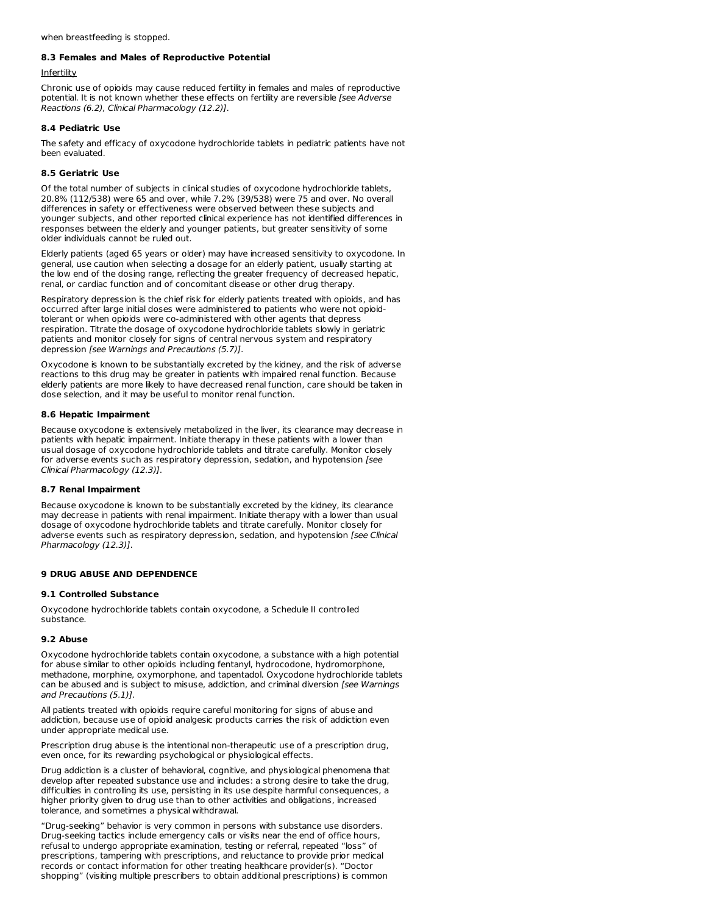when breastfeeding is stopped.

### 8.3 Females and Males of Reproductive Potential

Infertility

Chronic use of opioids may cause reduced fertility in females and males of reproductive potential. It is not known whether these effects on fertility are reversible *[see Adverse Reactions (6.2), Clinical Pharmacology (12.2)]*.

### 8.4 Pediatric Use

The safety and efficacy of oxycodone hydrochloride tablets in pediatric patients have not been evaluated.

### 8.5 Geriatric Use

Of the total number of subjects in clinical studies of oxycodone hydrochloride tablets, 20.8% (112/538) were 65 and over, while 7.2% (39/538) were 75 and over. No overall differences in safety or effectiveness were observed between these subjects and younger subjects, and other reported clinical experience has not identified differences in responses between the elderly and younger patients, but greater sensitivity of some older individuals cannot be ruled out.

Elderly patients (aged 65 years or older) may have increased sensitivity to oxycodone. In general, use caution when selecting a dosage for an elderly patient, usually starting at the low end of the dosing range, reflecting the greater frequency of decreased hepatic, renal, or cardiac function and of concomitant disease or other drug therapy.

Respiratory depression is the chief risk for elderly patients treated with opioids, and has occurred after large initial doses were administered to patients who were not opioid-tolerant or when opioids were co-administered with other agents that depress respiration. Titrate the dosage of oxycodone hydrochloride tablets slowly in geriatric patients and monitor closely for signs of central nervous system and respiratory depression *[see Warnings and Precautions (5.7)]*.

Oxycodone is known to be substantially excreted by the kidney, and the risk of adverse reactions to this drug may be greater in patients with impaired renal function. Because elderly patients are more likely to have decreased renal function, care should be taken in dose selection, and it may be useful to monitor renal function.

### 8.6 Hepatic Impairment

Because oxycodone is extensively metabolized in the liver, its clearance may decrease in patients with hepatic impairment. Initiate therapy in these patients with a lower than usual dosage of oxycodone hydrochloride tablets and titrate carefully. Monitor closely for adverse events such as respiratory depression, sedation, and hypotension *[see Clinical Pharmacology (12.3)]*.

### 8.7 Renal Impairment

Because oxycodone is known to be substantially excreted by the kidney, its clearance may decrease in patients with renal impairment. Initiate therapy with a lower than usual dosage of oxycodone hydrochloride tablets and titrate carefully. Monitor closely for adverse events such as respiratory depression, sedation, and hypotension *[see Clinical Pharmacology (12.3)]*.

## 9 DRUG ABUSE AND DEPENDENCE

### 9.1 Controlled Substance

Oxycodone hydrochloride tablets contain oxycodone, a Schedule II controlled substance.

### 9.2 Abuse

Oxycodone hydrochloride tablets contain oxycodone, a substance with a high potential for abuse similar to other opioids including fentanyl, hydrocodone, hydromorphone, methadone, morphine, oxymorphone, and tapentadol. Oxycodone hydrochloride tablets can be abused and is subject to misuse, addiction, and criminal diversion *[see Warnings and Precautions (5.1)]*.

All patients treated with opioids require careful monitoring for signs of abuse and addiction, because use of opioid analgesic products carries the risk of addiction even under appropriate medical use.

Prescription drug abuse is the intentional non-therapeutic use of a prescription drug, even once, for its rewarding psychological or physiological effects.

Drug addiction is a cluster of behavioral, cognitive, and physiological phenomena that develop after repeated substance use and includes: a strong desire to take the drug, difficulties in controlling its use, persisting in its use despite harmful consequences, a higher priority given to drug use than to other activities and obligations, increased tolerance, and sometimes a physical withdrawal.

“Drug-seeking” behavior is very common in persons with substance use disorders. Drug-seeking tactics include emergency calls or visits near the end of office hours, refusal to undergo appropriate examination, testing or referral, repeated “loss” of prescriptions, tampering with prescriptions, and reluctance to provide prior medical records or contact information for other treating healthcare provider(s). “Doctor shopping” (visiting multiple prescribers to obtain additional prescriptions) is common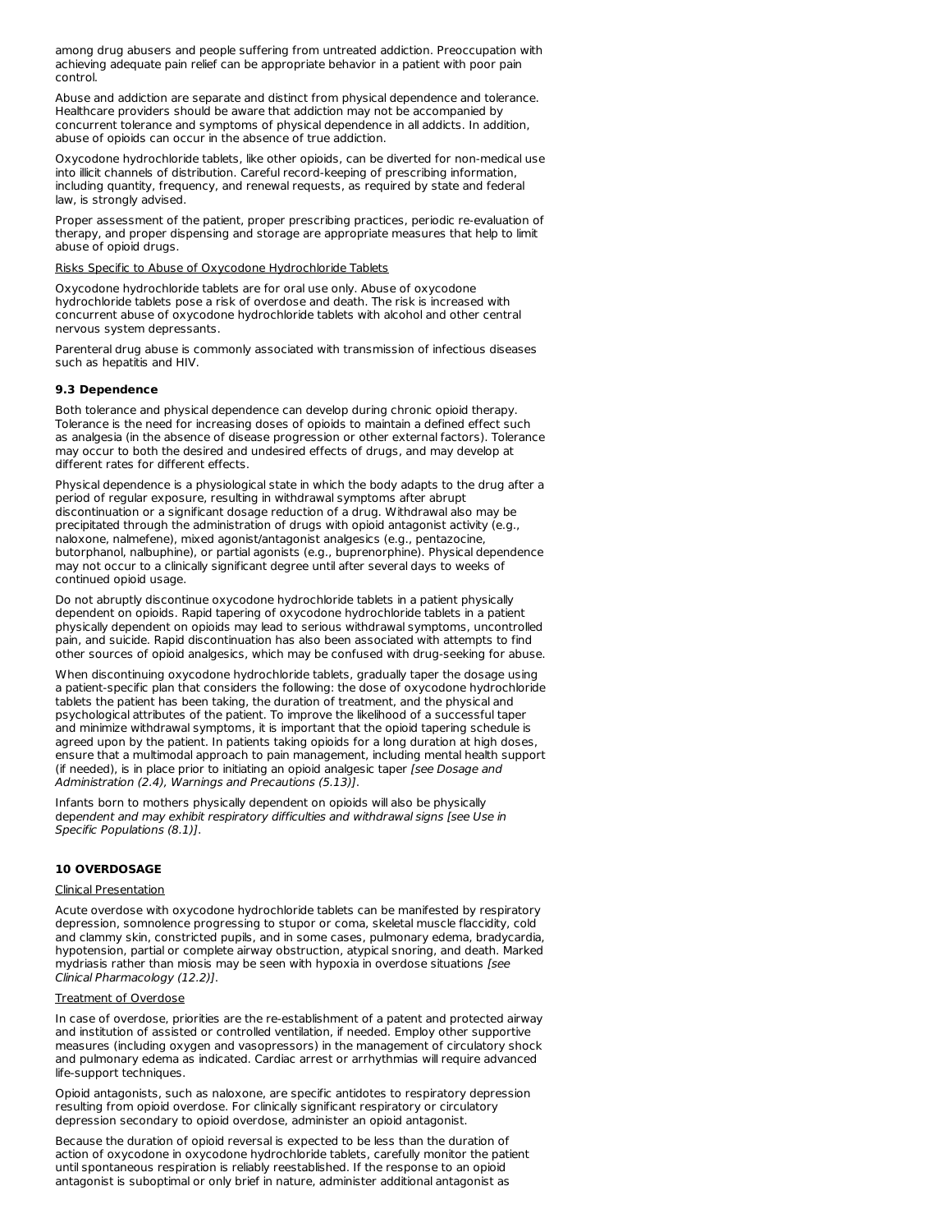among drug abusers and people suffering from untreated addiction. Preoccupation with achieving adequate pain relief can be appropriate behavior in a patient with poor pain control.

Abuse and addiction are separate and distinct from physical dependence and tolerance. Healthcare providers should be aware that addiction may not be accompanied by concurrent tolerance and symptoms of physical dependence in all addicts. In addition, abuse of opioids can occur in the absence of true addiction.

Oxycodone hydrochloride tablets, like other opioids, can be diverted for non-medical use into illicit channels of distribution. Careful record-keeping of prescribing information, including quantity, frequency, and renewal requests, as required by state and federal law, is strongly advised.

Proper assessment of the patient, proper prescribing practices, periodic re-evaluation of therapy, and proper dispensing and storage are appropriate measures that help to limit abuse of opioid drugs.

Risks Specific to Abuse of Oxycodone Hydrochloride Tablets

Oxycodone hydrochloride tablets are for oral use only. Abuse of oxycodone hydrochloride tablets pose a risk of overdose and death. The risk is increased with concurrent abuse of oxycodone hydrochloride tablets with alcohol and other central nervous system depressants.

Parenteral drug abuse is commonly associated with transmission of infectious diseases such as hepatitis and HIV.

### 9.3 Dependence

Both tolerance and physical dependence can develop during chronic opioid therapy. Tolerance is the need for increasing doses of opioids to maintain a defined effect such as analgesia (in the absence of disease progression or other external factors). Tolerance may occur to both the desired and undesired effects of drugs, and may develop at different rates for different effects.

Physical dependence is a physiological state in which the body adapts to the drug after a period of regular exposure, resulting in withdrawal symptoms after abrupt discontinuation or a significant dosage reduction of a drug. Withdrawal also may be precipitated through the administration of drugs with opioid antagonist activity (e.g., naloxone, nalmefene), mixed agonist/antagonist analgesics (e.g., pentazocine, butorphanol, nalbuphine), or partial agonists (e.g., buprenorphine). Physical dependence may not occur to a clinically significant degree until after several days to weeks of continued opioid usage.

Do not abruptly discontinue oxycodone hydrochloride tablets in a patient physically dependent on opioids. Rapid tapering of oxycodone hydrochloride tablets in a patient physically dependent on opioids may lead to serious withdrawal symptoms, uncontrolled pain, and suicide. Rapid discontinuation has also been associated with attempts to find other sources of opioid analgesics, which may be confused with drug-seeking for abuse.

When discontinuing oxycodone hydrochloride tablets, gradually taper the dosage using a patient-specific plan that considers the following: the dose of oxycodone hydrochloride tablets the patient has been taking, the duration of treatment, and the physical and psychological attributes of the patient. To improve the likelihood of a successful taper and minimize withdrawal symptoms, it is important that the opioid tapering schedule is agreed upon by the patient. In patients taking opioids for a long duration at high doses, ensure that a multimodal approach to pain management, including mental health support (if needed), is in place prior to initiating an opioid analgesic taper *[see Dosage and Administration (2.4), Warnings and Precautions (5.13)]*.

Infants born to mothers physically dependent on opioids will also be physically dependent *and may exhibit respiratory difficulties and withdrawal signs [see Use in Specific Populations (8.1)]*.

## 10 OVERDOSAGE

Clinical Presentation

Acute overdose with oxycodone hydrochloride tablets can be manifested by respiratory depression, somnolence progressing to stupor or coma, skeletal muscle flaccidity, cold and clammy skin, constricted pupils, and in some cases, pulmonary edema, bradycardia, hypotension, partial or complete airway obstruction, atypical snoring, and death. Marked mydriasis rather than miosis may be seen with hypoxia in overdose situations *[see Clinical Pharmacology (12.2)]*.

Treatment of Overdose

In case of overdose, priorities are the re-establishment of a patent and protected airway and institution of assisted or controlled ventilation, if needed. Employ other supportive measures (including oxygen and vasopressors) in the management of circulatory shock and pulmonary edema as indicated. Cardiac arrest or arrhythmias will require advanced life-support techniques.

Opioid antagonists, such as naloxone, are specific antidotes to respiratory depression resulting from opioid overdose. For clinically significant respiratory or circulatory depression secondary to opioid overdose, administer an opioid antagonist.

Because the duration of opioid reversal is expected to be less than the duration of action of oxycodone in oxycodone hydrochloride tablets, carefully monitor the patient until spontaneous respiration is reliably reestablished. If the response to an opioid antagonist is suboptimal or only brief in nature, administer additional antagonist as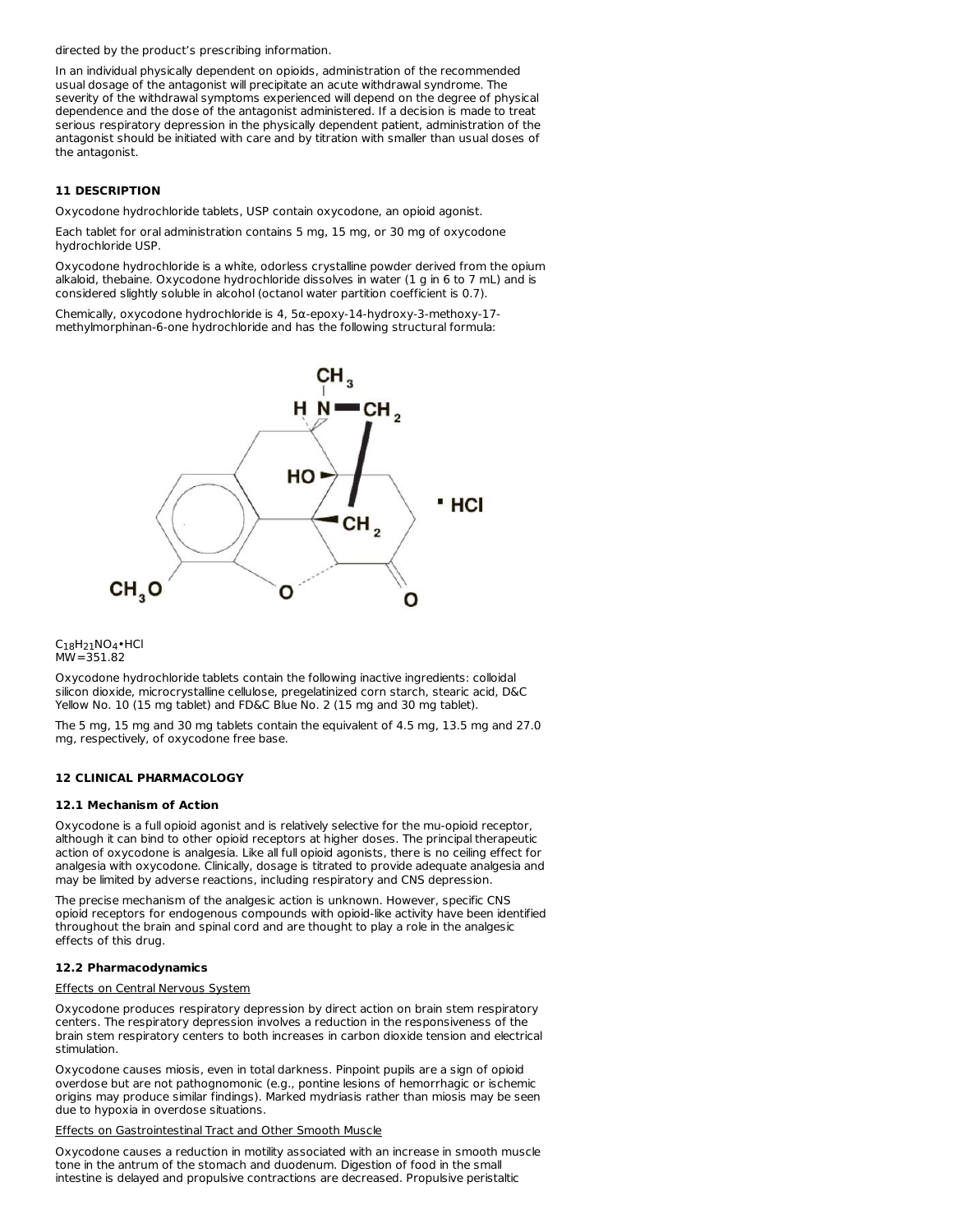directed by the product's prescribing information.

In an individual physically dependent on opioids, administration of the recommended usual dosage of the antagonist will precipitate an acute withdrawal syndrome. The severity of the withdrawal symptoms experienced will depend on the degree of physical dependence and the dose of the antagonist administered. If a decision is made to treat serious respiratory depression in the physically dependent patient, administration of the antagonist should be initiated with care and by titration with smaller than usual doses of the antagonist.

## 11 DESCRIPTION

Oxycodone hydrochloride tablets, USP contain oxycodone, an opioid agonist.

Each tablet for oral administration contains 5 mg, 15 mg, or 30 mg of oxycodone hydrochloride USP.

Oxycodone hydrochloride is a white, odorless crystalline powder derived from the opium alkaloid, thebaine. Oxycodone hydrochloride dissolves in water (1 g in 6 to 7 mL) and is considered slightly soluble in alcohol (octanol water partition coefficient is 0.7).

Chemically, oxycodone hydrochloride is 4, 5α-epoxy-14-hydroxy-3-methoxy-17-methylmorphinan-6-one hydrochloride and has the following structural formula:

$C_{18}H_{21}NO_4$•HCl
MW=351.82

Oxycodone hydrochloride tablets contain the following inactive ingredients: colloidal silicon dioxide, microcrystalline cellulose, pregelatinized corn starch, stearic acid, D&C Yellow No. 10 (15 mg tablet) and FD&C Blue No. 2 (15 mg and 30 mg tablet).

The 5 mg, 15 mg and 30 mg tablets contain the equivalent of 4.5 mg, 13.5 mg and 27.0 mg, respectively, of oxycodone free base.

## 12 CLINICAL PHARMACOLOGY

### 12.1 Mechanism of Action

Oxycodone is a full opioid agonist and is relatively selective for the mu-opioid receptor, although it can bind to other opioid receptors at higher doses. The principal therapeutic action of oxycodone is analgesia. Like all full opioid agonists, there is no ceiling effect for analgesia with oxycodone. Clinically, dosage is titrated to provide adequate analgesia and may be limited by adverse reactions, including respiratory and CNS depression.

The precise mechanism of the analgesic action is unknown. However, specific CNS opioid receptors for endogenous compounds with opioid-like activity have been identified throughout the brain and spinal cord and are thought to play a role in the analgesic effects of this drug.

### 12.2 Pharmacodynamics

Effects on Central Nervous System

Oxycodone produces respiratory depression by direct action on brain stem respiratory centers. The respiratory depression involves a reduction in the responsiveness of the brain stem respiratory centers to both increases in carbon dioxide tension and electrical stimulation.

Oxycodone causes miosis, even in total darkness. Pinpoint pupils are a sign of opioid overdose but are not pathognomonic (e.g., pontine lesions of hemorrhagic or ischemic origins may produce similar findings). Marked mydriasis rather than miosis may be seen due to hypoxia in overdose situations.

Effects on Gastrointestinal Tract and Other Smooth Muscle

Oxycodone causes a reduction in motility associated with an increase in smooth muscle tone in the antrum of the stomach and duodenum. Digestion of food in the small intestine is delayed and propulsive contractions are decreased. Propulsive peristaltic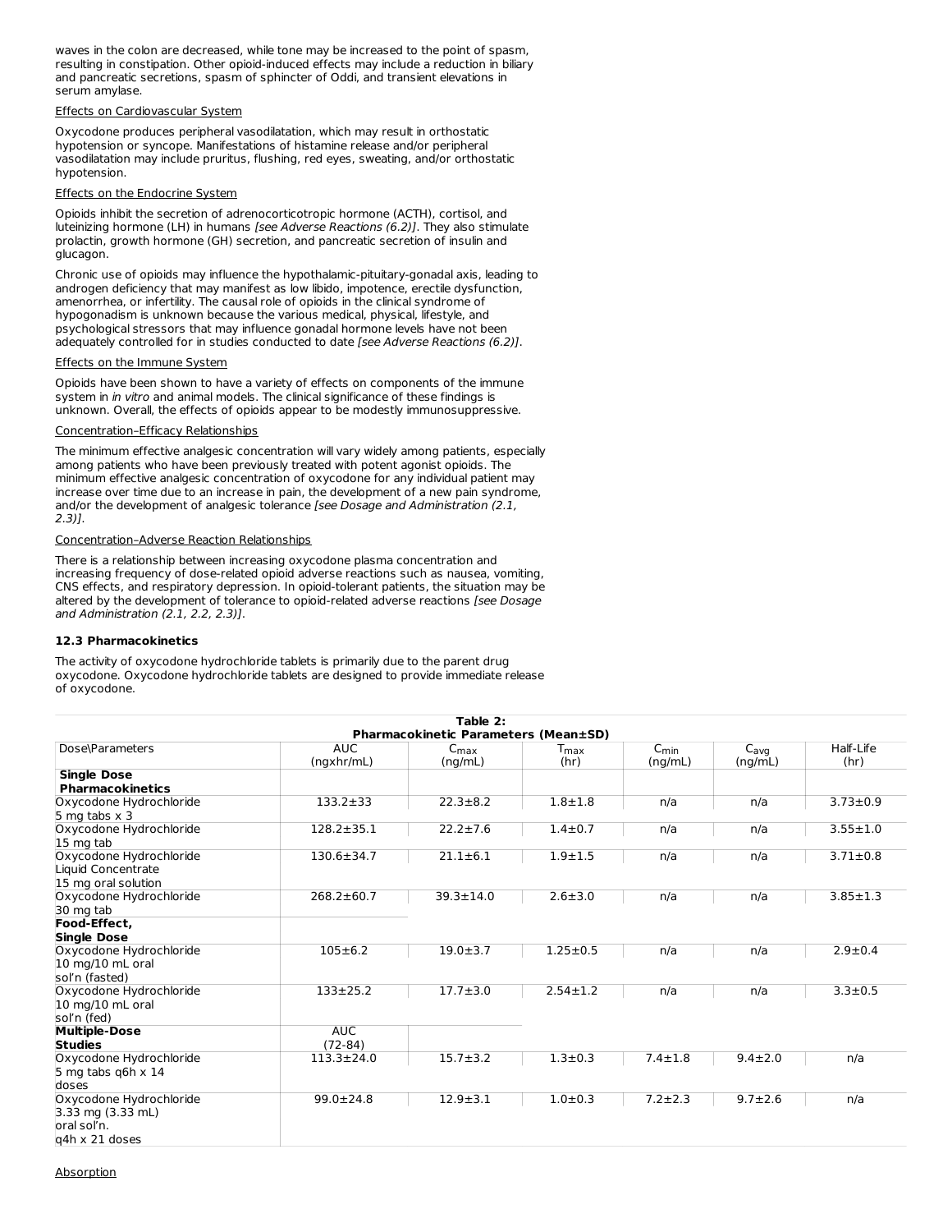waves in the colon are decreased, while tone may be increased to the point of spasm, resulting in constipation. Other opioid-induced effects may include a reduction in biliary and pancreatic secretions, spasm of sphincter of Oddi, and transient elevations in serum amylase.

Effects on Cardiovascular System

Oxycodone produces peripheral vasodilatation, which may result in orthostatic hypotension or syncope. Manifestations of histamine release and/or peripheral vasodilatation may include pruritus, flushing, red eyes, sweating, and/or orthostatic hypotension.

Effects on the Endocrine System

Opioids inhibit the secretion of adrenocorticotropic hormone (ACTH), cortisol, and luteinizing hormone (LH) in humans *[see Adverse Reactions (6.2)]*. They also stimulate prolactin, growth hormone (GH) secretion, and pancreatic secretion of insulin and glucagon.

Chronic use of opioids may influence the hypothalamic-pituitary-gonadal axis, leading to androgen deficiency that may manifest as low libido, impotence, erectile dysfunction, amenorrhea, or infertility. The causal role of opioids in the clinical syndrome of hypogonadism is unknown because the various medical, physical, lifestyle, and psychological stressors that may influence gonadal hormone levels have not been adequately controlled for in studies conducted to date *[see Adverse Reactions (6.2)]*.

Effects on the Immune System

Opioids have been shown to have a variety of effects on components of the immune system in *in vitro* and animal models. The clinical significance of these findings is unknown. Overall, the effects of opioids appear to be modestly immunosuppressive.

Concentration–Efficacy Relationships

The minimum effective analgesic concentration will vary widely among patients, especially among patients who have been previously treated with potent agonist opioids. The minimum effective analgesic concentration of oxycodone for any individual patient may increase over time due to an increase in pain, the development of a new pain syndrome, and/or the development of analgesic tolerance *[see Dosage and Administration (2.1, 2.3)]*.

Concentration–Adverse Reaction Relationships

There is a relationship between increasing oxycodone plasma concentration and increasing frequency of dose-related opioid adverse reactions such as nausea, vomiting, CNS effects, and respiratory depression. In opioid-tolerant patients, the situation may be altered by the development of tolerance to opioid-related adverse reactions *[see Dosage and Administration (2.1, 2.2, 2.3)]*.

**12.3 Pharmacokinetics**

The activity of oxycodone hydrochloride tablets is primarily due to the parent drug oxycodone. Oxycodone hydrochloride tablets are designed to provide immediate release of oxycodone.

**Table 2: Pharmacokinetic Parameters (Mean±SD)**

| Dose\Parameters | AUC (ngxhr/mL) | $C_{max}$ (ng/mL) | $T_{max}$ (hr) | $C_{min}$ (ng/mL) | $C_{avg}$ (ng/mL) | Half-Life (hr) |
|---|---|---|---|---|---|---|
| **Single Dose Pharmacokinetics** | | | | | | |
| Oxycodone Hydrochloride 5 mg tabs x 3 | 133.2±33 | 22.3±8.2 | 1.8±1.8 | n/a | n/a | 3.73±0.9 |
| Oxycodone Hydrochloride 15 mg tab | 128.2±35.1 | 22.2±7.6 | 1.4±0.7 | n/a | n/a | 3.55±1.0 |
| Oxycodone Hydrochloride Liquid Concentrate 15 mg oral solution | 130.6±34.7 | 21.1±6.1 | 1.9±1.5 | n/a | n/a | 3.71±0.8 |
| Oxycodone Hydrochloride 30 mg tab | 268.2±60.7 | 39.3±14.0 | 2.6±3.0 | n/a | n/a | 3.85±1.3 |
| **Food-Effect, Single Dose** | | | | | | |
| Oxycodone Hydrochloride 10 mg/10 mL oral sol'n (fasted) | 105±6.2 | 19.0±3.7 | 1.25±0.5 | n/a | n/a | 2.9±0.4 |
| Oxycodone Hydrochloride 10 mg/10 mL oral sol'n (fed) | 133±25.2 | 17.7±3.0 | 2.54±1.2 | n/a | n/a | 3.3±0.5 |
| **Multiple-Dose Studies** | AUC (72-84) | | | | | |
| Oxycodone Hydrochloride 5 mg tabs q6h x 14 doses | 113.3±24.0 | 15.7±3.2 | 1.3±0.3 | 7.4±1.8 | 9.4±2.0 | n/a |
| Oxycodone Hydrochloride 3.33 mg (3.33 mL) oral sol'n. q4h x 21 doses | 99.0±24.8 | 12.9±3.1 | 1.0±0.3 | 7.2±2.3 | 9.7±2.6 | n/a |

Absorption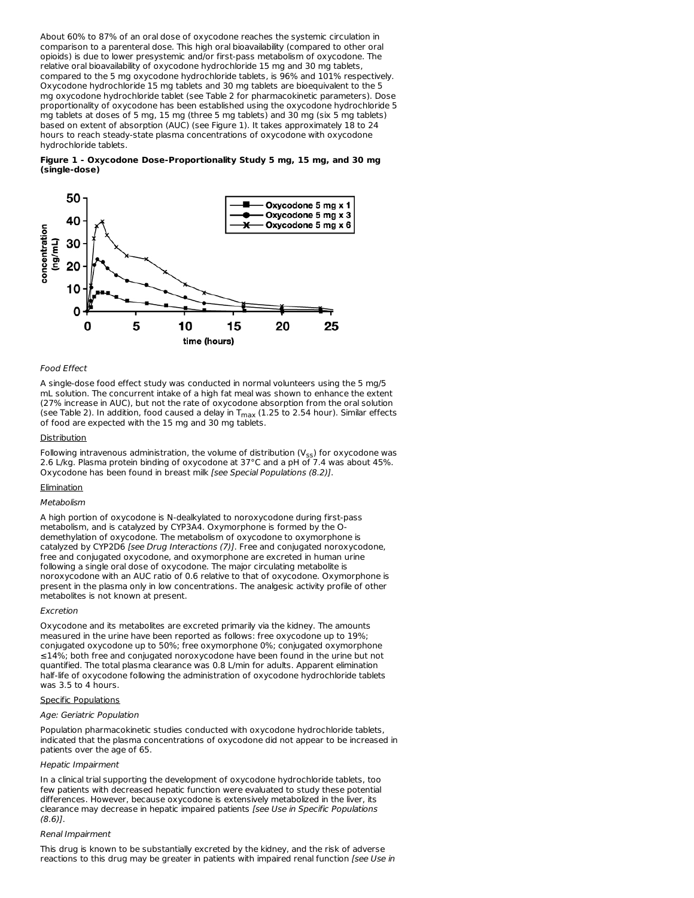About 60% to 87% of an oral dose of oxycodone reaches the systemic circulation in comparison to a parenteral dose. This high oral bioavailability (compared to other oral opioids) is due to lower presystemic and/or first-pass metabolism of oxycodone. The relative oral bioavailability of oxycodone hydrochloride 15 mg and 30 mg tablets, compared to the 5 mg oxycodone hydrochloride tablets, is 96% and 101% respectively. Oxycodone hydrochloride 15 mg tablets and 30 mg tablets are bioequivalent to the 5 mg oxycodone hydrochloride tablet (see Table 2 for pharmacokinetic parameters). Dose proportionality of oxycodone has been established using the oxycodone hydrochloride 5 mg tablets at doses of 5 mg, 15 mg (three 5 mg tablets) and 30 mg (six 5 mg tablets) based on extent of absorption (AUC) (see Figure 1). It takes approximately 18 to 24 hours to reach steady-state plasma concentrations of oxycodone with oxycodone hydrochloride tablets.

**Figure 1 - Oxycodone Dose-Proportionality Study 5 mg, 15 mg, and 30 mg (single-dose)**

*Food Effect*

A single-dose food effect study was conducted in normal volunteers using the 5 mg/5 mL solution. The concurrent intake of a high fat meal was shown to enhance the extent (27% increase in AUC), but not the rate of oxycodone absorption from the oral solution (see Table 2). In addition, food caused a delay in $T_{max}$ (1.25 to 2.54 hour). Similar effects of food are expected with the 15 mg and 30 mg tablets.

Distribution

Following intravenous administration, the volume of distribution ($V_{ss}$) for oxycodone was 2.6 L/kg. Plasma protein binding of oxycodone at 37°C and a pH of 7.4 was about 45%. Oxycodone has been found in breast milk *[see Special Populations (8.2)]*.

Elimination

*Metabolism*

A high portion of oxycodone is N-dealkylated to noroxycodone during first-pass metabolism, and is catalyzed by CYP3A4. Oxymorphone is formed by the O-demethylation of oxycodone. The metabolism of oxycodone to oxymorphone is catalyzed by CYP2D6 *[see Drug Interactions (7)]*. Free and conjugated noroxycodone, free and conjugated oxycodone, and oxymorphone are excreted in human urine following a single oral dose of oxycodone. The major circulating metabolite is noroxycodone with an AUC ratio of 0.6 relative to that of oxycodone. Oxymorphone is present in the plasma only in low concentrations. The analgesic activity profile of other metabolites is not known at present.

*Excretion*

Oxycodone and its metabolites are excreted primarily via the kidney. The amounts measured in the urine have been reported as follows: free oxycodone up to 19%; conjugated oxycodone up to 50%; free oxymorphone 0%; conjugated oxymorphone ≤14%; both free and conjugated noroxycodone have been found in the urine but not quantified. The total plasma clearance was 0.8 L/min for adults. Apparent elimination half-life of oxycodone following the administration of oxycodone hydrochloride tablets was 3.5 to 4 hours.

Specific Populations

*Age: Geriatric Population*

Population pharmacokinetic studies conducted with oxycodone hydrochloride tablets, indicated that the plasma concentrations of oxycodone did not appear to be increased in patients over the age of 65.

*Hepatic Impairment*

In a clinical trial supporting the development of oxycodone hydrochloride tablets, too few patients with decreased hepatic function were evaluated to study these potential differences. However, because oxycodone is extensively metabolized in the liver, its clearance may decrease in hepatic impaired patients *[see Use in Specific Populations (8.6)]*.

*Renal Impairment*

This drug is known to be substantially excreted by the kidney, and the risk of adverse reactions to this drug may be greater in patients with impaired renal function *[see Use in*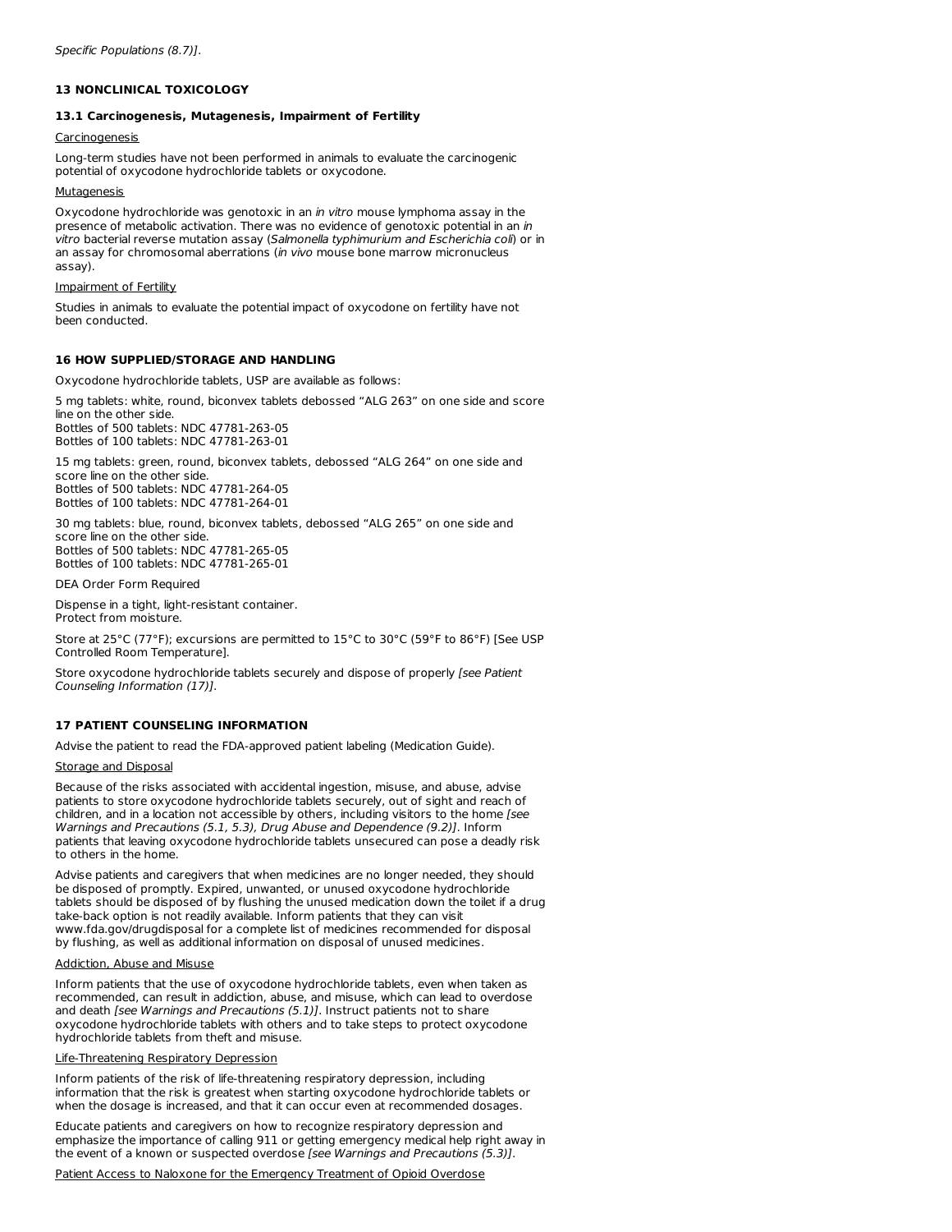*Specific Populations (8.7)]*.

## 13 NONCLINICAL TOXICOLOGY

### 13.1 Carcinogenesis, Mutagenesis, Impairment of Fertility

Carcinogenesis

Long-term studies have not been performed in animals to evaluate the carcinogenic potential of oxycodone hydrochloride tablets or oxycodone.

Mutagenesis

Oxycodone hydrochloride was genotoxic in an *in vitro* mouse lymphoma assay in the presence of metabolic activation. There was no evidence of genotoxic potential in an *in vitro* bacterial reverse mutation assay (*Salmonella typhimurium and Escherichia coli*) or in an assay for chromosomal aberrations (*in vivo* mouse bone marrow micronucleus assay).

Impairment of Fertility

Studies in animals to evaluate the potential impact of oxycodone on fertility have not been conducted.

## 16 HOW SUPPLIED/STORAGE AND HANDLING

Oxycodone hydrochloride tablets, USP are available as follows:

5 mg tablets: white, round, biconvex tablets debossed "ALG 263" on one side and score line on the other side.
Bottles of 500 tablets: NDC 47781-263-05
Bottles of 100 tablets: NDC 47781-263-01

15 mg tablets: green, round, biconvex tablets, debossed "ALG 264" on one side and score line on the other side.
Bottles of 500 tablets: NDC 47781-264-05
Bottles of 100 tablets: NDC 47781-264-01

30 mg tablets: blue, round, biconvex tablets, debossed "ALG 265" on one side and score line on the other side.
Bottles of 500 tablets: NDC 47781-265-05
Bottles of 100 tablets: NDC 47781-265-01

DEA Order Form Required

Dispense in a tight, light-resistant container.
Protect from moisture.

Store at 25°C (77°F); excursions are permitted to 15°C to 30°C (59°F to 86°F) [See USP Controlled Room Temperature].

Store oxycodone hydrochloride tablets securely and dispose of properly *[see Patient Counseling Information (17)]*.

## 17 PATIENT COUNSELING INFORMATION

Advise the patient to read the FDA-approved patient labeling (Medication Guide).

Storage and Disposal

Because of the risks associated with accidental ingestion, misuse, and abuse, advise patients to store oxycodone hydrochloride tablets securely, out of sight and reach of children, and in a location not accessible by others, including visitors to the home *[see Warnings and Precautions (5.1, 5.3), Drug Abuse and Dependence (9.2)]*. Inform patients that leaving oxycodone hydrochloride tablets unsecured can pose a deadly risk to others in the home.

Advise patients and caregivers that when medicines are no longer needed, they should be disposed of promptly. Expired, unwanted, or unused oxycodone hydrochloride tablets should be disposed of by flushing the unused medication down the toilet if a drug take-back option is not readily available. Inform patients that they can visit www.fda.gov/drugdisposal for a complete list of medicines recommended for disposal by flushing, as well as additional information on disposal of unused medicines.

Addiction, Abuse and Misuse

Inform patients that the use of oxycodone hydrochloride tablets, even when taken as recommended, can result in addiction, abuse, and misuse, which can lead to overdose and death *[see Warnings and Precautions (5.1)]*. Instruct patients not to share oxycodone hydrochloride tablets with others and to take steps to protect oxycodone hydrochloride tablets from theft and misuse.

Life-Threatening Respiratory Depression

Inform patients of the risk of life-threatening respiratory depression, including information that the risk is greatest when starting oxycodone hydrochloride tablets or when the dosage is increased, and that it can occur even at recommended dosages.

Educate patients and caregivers on how to recognize respiratory depression and emphasize the importance of calling 911 or getting emergency medical help right away in the event of a known or suspected overdose *[see Warnings and Precautions (5.3)]*.

Patient Access to Naloxone for the Emergency Treatment of Opioid Overdose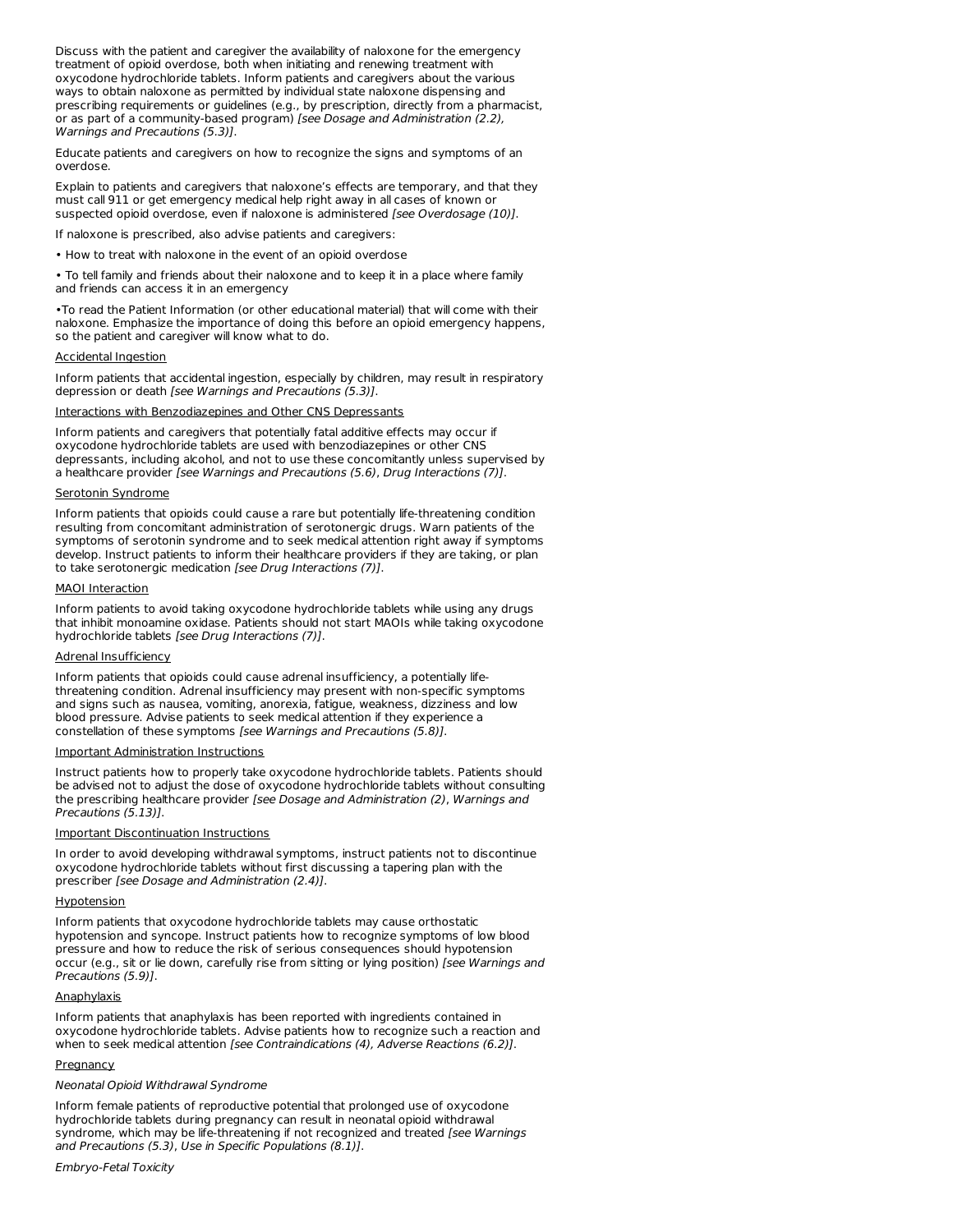Discuss with the patient and caregiver the availability of naloxone for the emergency treatment of opioid overdose, both when initiating and renewing treatment with oxycodone hydrochloride tablets. Inform patients and caregivers about the various ways to obtain naloxone as permitted by individual state naloxone dispensing and prescribing requirements or guidelines (e.g., by prescription, directly from a pharmacist, or as part of a community-based program) *[see Dosage and Administration (2.2), Warnings and Precautions (5.3)]*.

Educate patients and caregivers on how to recognize the signs and symptoms of an overdose.

Explain to patients and caregivers that naloxone's effects are temporary, and that they must call 911 or get emergency medical help right away in all cases of known or suspected opioid overdose, even if naloxone is administered *[see Overdosage (10)]*.

If naloxone is prescribed, also advise patients and caregivers:

- How to treat with naloxone in the event of an opioid overdose
- To tell family and friends about their naloxone and to keep it in a place where family and friends can access it in an emergency
- To read the Patient Information (or other educational material) that will come with their naloxone. Emphasize the importance of doing this before an opioid emergency happens, so the patient and caregiver will know what to do.

<u>Accidental Ingestion</u>

Inform patients that accidental ingestion, especially by children, may result in respiratory depression or death *[see Warnings and Precautions (5.3)]*.

<u>Interactions with Benzodiazepines and Other CNS Depressants</u>

Inform patients and caregivers that potentially fatal additive effects may occur if oxycodone hydrochloride tablets are used with benzodiazepines or other CNS depressants, including alcohol, and not to use these concomitantly unless supervised by a healthcare provider *[see Warnings and Precautions (5.6), Drug Interactions (7)]*.

<u>Serotonin Syndrome</u>

Inform patients that opioids could cause a rare but potentially life-threatening condition resulting from concomitant administration of serotonergic drugs. Warn patients of the symptoms of serotonin syndrome and to seek medical attention right away if symptoms develop. Instruct patients to inform their healthcare providers if they are taking, or plan to take serotonergic medication *[see Drug Interactions (7)]*.

<u>MAOI Interaction</u>

Inform patients to avoid taking oxycodone hydrochloride tablets while using any drugs that inhibit monoamine oxidase. Patients should not start MAOIs while taking oxycodone hydrochloride tablets *[see Drug Interactions (7)]*.

<u>Adrenal Insufficiency</u>

Inform patients that opioids could cause adrenal insufficiency, a potentially life-threatening condition. Adrenal insufficiency may present with non-specific symptoms and signs such as nausea, vomiting, anorexia, fatigue, weakness, dizziness and low blood pressure. Advise patients to seek medical attention if they experience a constellation of these symptoms *[see Warnings and Precautions (5.8)]*.

<u>Important Administration Instructions</u>

Instruct patients how to properly take oxycodone hydrochloride tablets. Patients should be advised not to adjust the dose of oxycodone hydrochloride tablets without consulting the prescribing healthcare provider *[see Dosage and Administration (2), Warnings and Precautions (5.13)]*.

<u>Important Discontinuation Instructions</u>

In order to avoid developing withdrawal symptoms, instruct patients not to discontinue oxycodone hydrochloride tablets without first discussing a tapering plan with the prescriber *[see Dosage and Administration (2.4)]*.

<u>Hypotension</u>

Inform patients that oxycodone hydrochloride tablets may cause orthostatic hypotension and syncope. Instruct patients how to recognize symptoms of low blood pressure and how to reduce the risk of serious consequences should hypotension occur (e.g., sit or lie down, carefully rise from sitting or lying position) *[see Warnings and Precautions (5.9)]*.

<u>Anaphylaxis</u>

Inform patients that anaphylaxis has been reported with ingredients contained in oxycodone hydrochloride tablets. Advise patients how to recognize such a reaction and when to seek medical attention *[see Contraindications (4), Adverse Reactions (6.2)]*.

<u>Pregnancy</u>

*Neonatal Opioid Withdrawal Syndrome*

Inform female patients of reproductive potential that prolonged use of oxycodone hydrochloride tablets during pregnancy can result in neonatal opioid withdrawal syndrome, which may be life-threatening if not recognized and treated *[see Warnings and Precautions (5.3), Use in Specific Populations (8.1)]*.

*Embryo-Fetal Toxicity*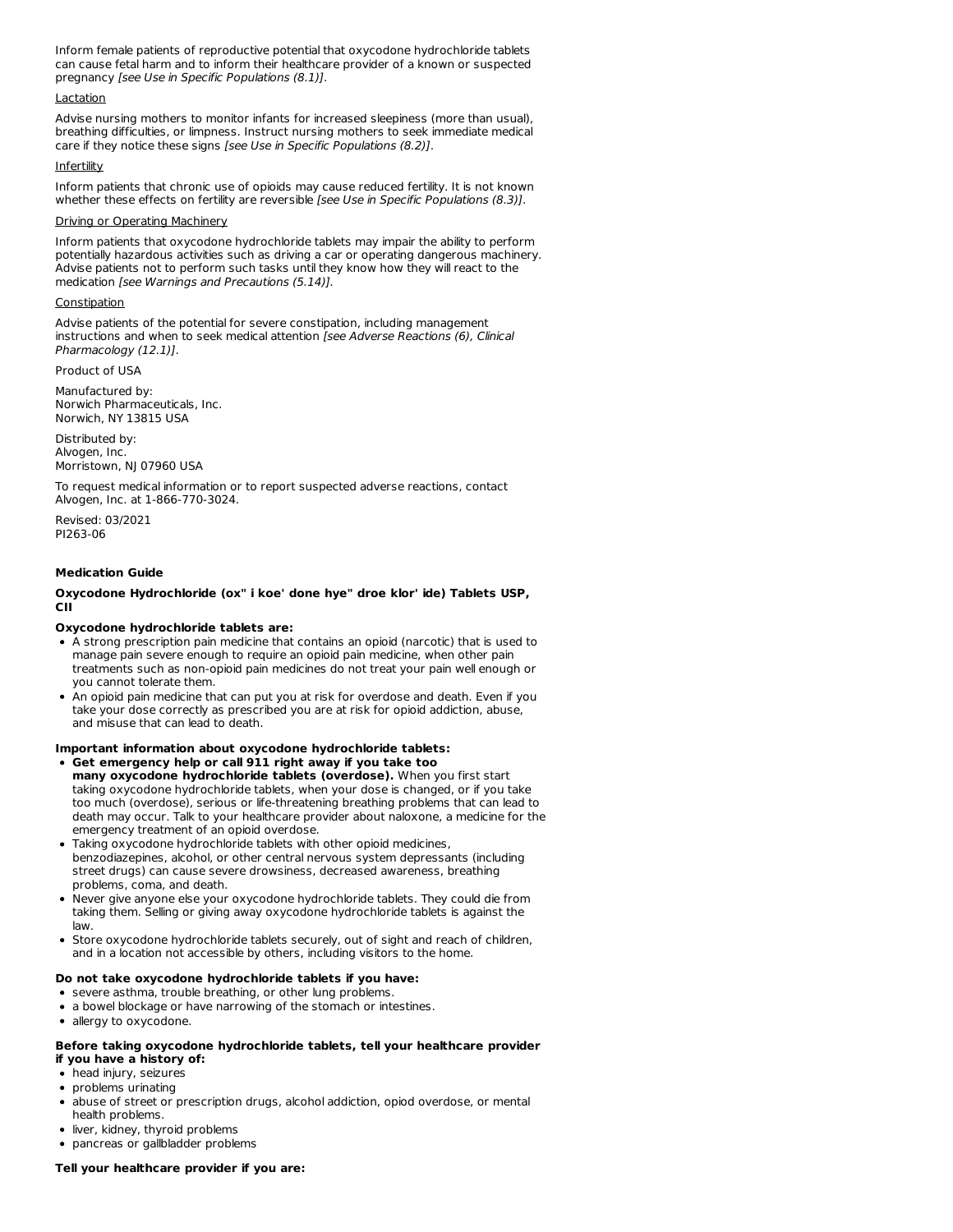Inform female patients of reproductive potential that oxycodone hydrochloride tablets can cause fetal harm and to inform their healthcare provider of a known or suspected pregnancy *[see Use in Specific Populations (8.1)]*.

Lactation

Advise nursing mothers to monitor infants for increased sleepiness (more than usual), breathing difficulties, or limpness. Instruct nursing mothers to seek immediate medical care if they notice these signs *[see Use in Specific Populations (8.2)]*.

Infertility

Inform patients that chronic use of opioids may cause reduced fertility. It is not known whether these effects on fertility are reversible *[see Use in Specific Populations (8.3)]*.

Driving or Operating Machinery

Inform patients that oxycodone hydrochloride tablets may impair the ability to perform potentially hazardous activities such as driving a car or operating dangerous machinery. Advise patients not to perform such tasks until they know how they will react to the medication *[see Warnings and Precautions (5.14)]*.

Constipation

Advise patients of the potential for severe constipation, including management instructions and when to seek medical attention *[see Adverse Reactions (6), Clinical Pharmacology (12.1)]*.

Product of USA

Manufactured by:
Norwich Pharmaceuticals, Inc.
Norwich, NY 13815 USA

Distributed by:
Alvogen, Inc.
Morristown, NJ 07960 USA

To request medical information or to report suspected adverse reactions, contact Alvogen, Inc. at 1-866-770-3024.

Revised: 03/2021
PI263-06

**Medication Guide**

**Oxycodone Hydrochloride (ox" i koe' done hye" droe klor' ide) Tablets USP, CII**

**Oxycodone hydrochloride tablets are:**

- A strong prescription pain medicine that contains an opioid (narcotic) that is used to manage pain severe enough to require an opioid pain medicine, when other pain treatments such as non-opioid pain medicines do not treat your pain well enough or you cannot tolerate them.
- An opioid pain medicine that can put you at risk for overdose and death. Even if you take your dose correctly as prescribed you are at risk for opioid addiction, abuse, and misuse that can lead to death.

**Important information about oxycodone hydrochloride tablets:**

- **Get emergency help or call 911 right away if you take too many oxycodone hydrochloride tablets (overdose).** When you first start taking oxycodone hydrochloride tablets, when your dose is changed, or if you take too much (overdose), serious or life-threatening breathing problems that can lead to death may occur. Talk to your healthcare provider about naloxone, a medicine for the emergency treatment of an opioid overdose.
- Taking oxycodone hydrochloride tablets with other opioid medicines, benzodiazepines, alcohol, or other central nervous system depressants (including street drugs) can cause severe drowsiness, decreased awareness, breathing problems, coma, and death.
- Never give anyone else your oxycodone hydrochloride tablets. They could die from taking them. Selling or giving away oxycodone hydrochloride tablets is against the law.
- Store oxycodone hydrochloride tablets securely, out of sight and reach of children, and in a location not accessible by others, including visitors to the home.

**Do not take oxycodone hydrochloride tablets if you have:**

- severe asthma, trouble breathing, or other lung problems.
- a bowel blockage or have narrowing of the stomach or intestines.
- allergy to oxycodone.

**Before taking oxycodone hydrochloride tablets, tell your healthcare provider if you have a history of:**

- head injury, seizures
- problems urinating
- abuse of street or prescription drugs, alcohol addiction, opiod overdose, or mental health problems.
- liver, kidney, thyroid problems
- pancreas or gallbladder problems

**Tell your healthcare provider if you are:**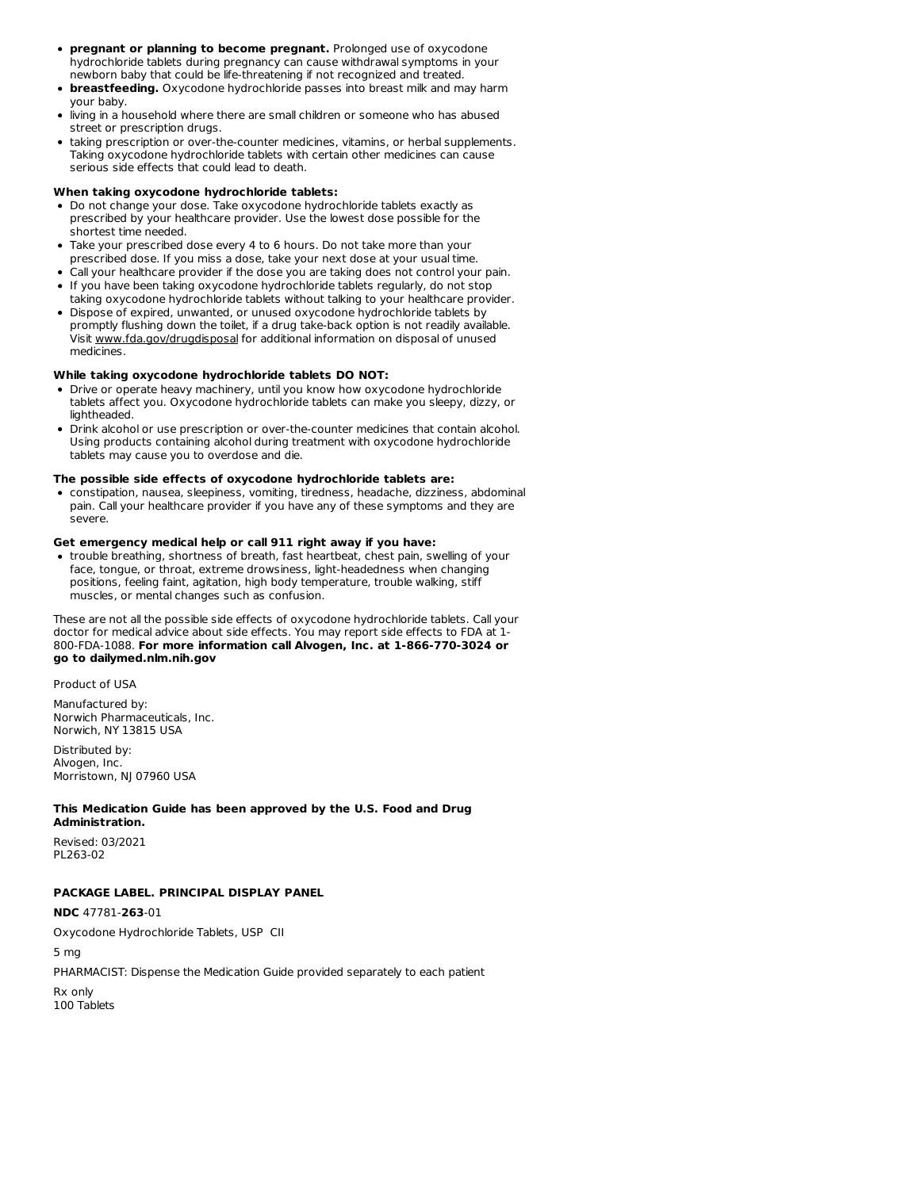- **pregnant or planning to become pregnant.** Prolonged use of oxycodone hydrochloride tablets during pregnancy can cause withdrawal symptoms in your newborn baby that could be life-threatening if not recognized and treated.
- **breastfeeding.** Oxycodone hydrochloride passes into breast milk and may harm your baby.
- living in a household where there are small children or someone who has abused street or prescription drugs.
- taking prescription or over-the-counter medicines, vitamins, or herbal supplements. Taking oxycodone hydrochloride tablets with certain other medicines can cause serious side effects that could lead to death.

**When taking oxycodone hydrochloride tablets:**

- Do not change your dose. Take oxycodone hydrochloride tablets exactly as prescribed by your healthcare provider. Use the lowest dose possible for the shortest time needed.
- Take your prescribed dose every 4 to 6 hours. Do not take more than your prescribed dose. If you miss a dose, take your next dose at your usual time.
- Call your healthcare provider if the dose you are taking does not control your pain.
- If you have been taking oxycodone hydrochloride tablets regularly, do not stop taking oxycodone hydrochloride tablets without talking to your healthcare provider.
- Dispose of expired, unwanted, or unused oxycodone hydrochloride tablets by promptly flushing down the toilet, if a drug take-back option is not readily available. Visit www.fda.gov/drugdisposal for additional information on disposal of unused medicines.

**While taking oxycodone hydrochloride tablets DO NOT:**

- Drive or operate heavy machinery, until you know how oxycodone hydrochloride tablets affect you. Oxycodone hydrochloride tablets can make you sleepy, dizzy, or lightheaded.
- Drink alcohol or use prescription or over-the-counter medicines that contain alcohol. Using products containing alcohol during treatment with oxycodone hydrochloride tablets may cause you to overdose and die.

**The possible side effects of oxycodone hydrochloride tablets are:**

- constipation, nausea, sleepiness, vomiting, tiredness, headache, dizziness, abdominal pain. Call your healthcare provider if you have any of these symptoms and they are severe.

**Get emergency medical help or call 911 right away if you have:**

- trouble breathing, shortness of breath, fast heartbeat, chest pain, swelling of your face, tongue, or throat, extreme drowsiness, light-headedness when changing positions, feeling faint, agitation, high body temperature, trouble walking, stiff muscles, or mental changes such as confusion.

These are not all the possible side effects of oxycodone hydrochloride tablets. Call your doctor for medical advice about side effects. You may report side effects to FDA at 1-800-FDA-1088. **For more information call Alvogen, Inc. at 1-866-770-3024 or go to dailymed.nlm.nih.gov**

Product of USA

Manufactured by:
Norwich Pharmaceuticals, Inc.
Norwich, NY 13815 USA

Distributed by:
Alvogen, Inc.
Morristown, NJ 07960 USA

**This Medication Guide has been approved by the U.S. Food and Drug Administration.**

Revised: 03/2021
PL263-02

**PACKAGE LABEL. PRINCIPAL DISPLAY PANEL**

**NDC** 47781-**263**-01

Oxycodone Hydrochloride Tablets, USP CII

5 mg

PHARMACIST: Dispense the Medication Guide provided separately to each patient

Rx only
100 Tablets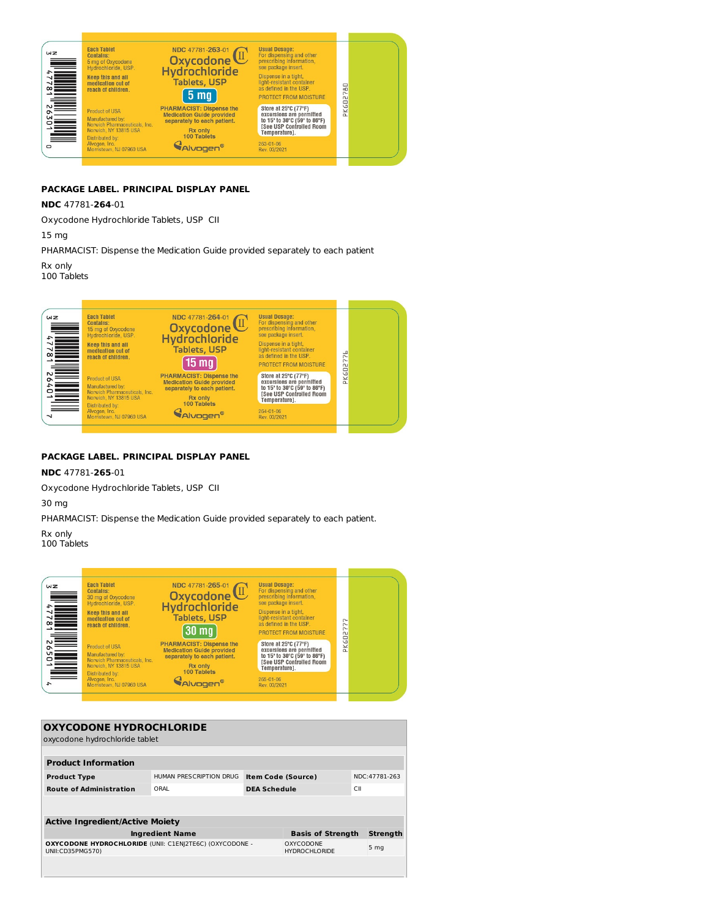Each Tablet Contains: 5 mg of Oxycodone Hydrochloride, USP.

Keep this and all medication out of reach of children.

Product of USA

Manufactured by: Norwich Pharmaceuticals, Inc. Norwich, NY 13815 USA

Distributed by: Alvogen, Inc. Morristown, NJ 07960 USA

NDC 47781-263-01

Oxycodone Hydrochloride Tablets, USP CII

5 mg

PHARMACIST: Dispense the Medication Guide provided separately to each patient.

Rx only

100 Tablets

Alvogen®

Usual Dosage: For dispensing and other prescribing information, see package insert.

Dispense in a tight, light-resistant container as defined in the USP.

PROTECT FROM MOISTURE

Store at 25°C (77°F) excursions are permitted to 15° to 30°C (59° to 86°F) [See USP Controlled Room Temperature].

263-01-06

Rev. 03/2021

PKG02780

N 3 47781 26301 0

**PACKAGE LABEL. PRINCIPAL DISPLAY PANEL**

**NDC** 47781-**264**-01

Oxycodone Hydrochloride Tablets, USP CII

15 mg

PHARMACIST: Dispense the Medication Guide provided separately to each patient

Rx only
100 Tablets

Each Tablet Contains: 15 mg of Oxycodone Hydrochloride, USP.

Keep this and all medication out of reach of children.

Product of USA

Manufactured by: Norwich Pharmaceuticals, Inc. Norwich, NY 13815 USA

Distributed by: Alvogen, Inc. Morristown, NJ 07960 USA

NDC 47781-264-01

Oxycodone Hydrochloride Tablets, USP CII

15 mg

PHARMACIST: Dispense the Medication Guide provided separately to each patient.

Rx only

100 Tablets

Alvogen®

Usual Dosage: For dispensing and other prescribing information, see package insert.

Dispense in a tight, light-resistant container as defined in the USP.

PROTECT FROM MOISTURE

Store at 25°C (77°F) excursions are permitted to 15° to 30°C (59° to 86°F) [See USP Controlled Room Temperature].

264-01-06

Rev. 03/2021

PKG02776

N 3 47781 26401 7

**PACKAGE LABEL. PRINCIPAL DISPLAY PANEL**

**NDC** 47781-**265**-01

Oxycodone Hydrochloride Tablets, USP CII

30 mg

PHARMACIST: Dispense the Medication Guide provided separately to each patient.

Rx only
100 Tablets

Each Tablet Contains: 30 mg of Oxycodone Hydrochloride, USP.

Keep this and all medication out of reach of children.

Product of USA

Manufactured by: Norwich Pharmaceuticals, Inc. Norwich, NY 13815 USA

Distributed by: Alvogen, Inc. Morristown, NJ 07960 USA

NDC 47781-265-01

Oxycodone Hydrochloride Tablets, USP CII

30 mg

PHARMACIST: Dispense the Medication Guide provided separately to each patient.

Rx only

100 Tablets

Alvogen®

Usual Dosage: For dispensing and other prescribing information, see package insert.

Dispense in a tight, light-resistant container as defined in the USP.

PROTECT FROM MOISTURE

Store at 25°C (77°F) excursions are permitted to 15° to 30°C (59° to 86°F) [See USP Controlled Room Temperature].

265-01-06

Rev. 03/2021

PKG02777

N 3 47781 26501 4

## OXYCODONE HYDROCHLORIDE

oxycodone hydrochloride tablet

| Product Information | | | |
|---|---|---|---|
| Product Type | HUMAN PRESCRIPTION DRUG | Item Code (Source) | NDC:47781-263 |
| Route of Administration | ORAL | DEA Schedule | CII |

| Active Ingredient/Active Moiety | | |
|---|---|---|
| Ingredient Name | Basis of Strength | Strength |
| OXYCODONE HYDROCHLORIDE (UNII: C1ENJ2TE6C) (OXYCODONE - UNII:CD35PMG570) | OXYCODONE HYDROCHLORIDE | 5 mg |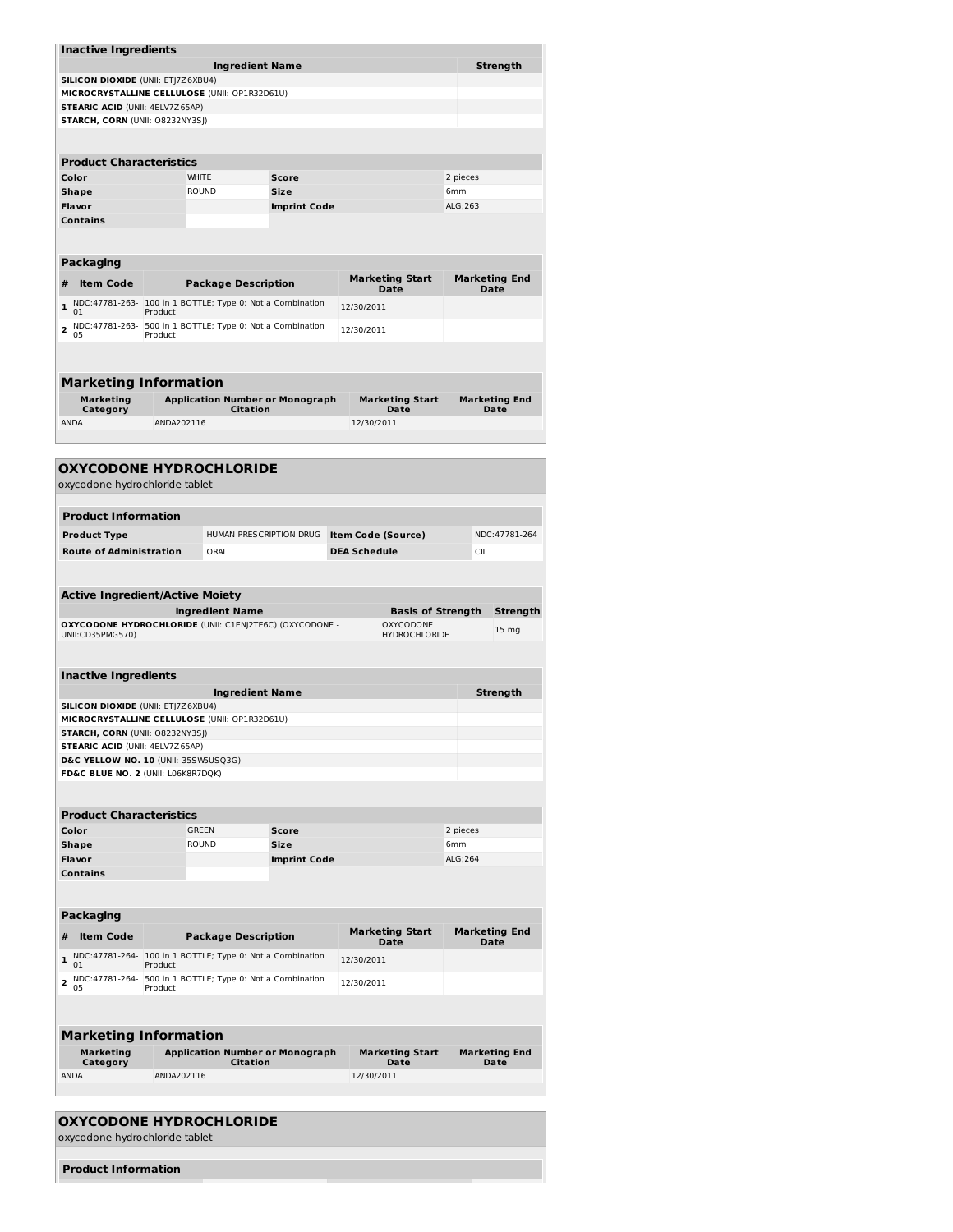| Inactive Ingredients | |
|---|---|
| **Ingredient Name** | **Strength** |
| **SILICON DIOXIDE** (UNII: ETJ7Z6XBU4) | |
| **MICROCRYSTALLINE CELLULOSE** (UNII: OP1R32D61U) | |
| **STEARIC ACID** (UNII: 4ELV7Z65AP) | |
| **STARCH, CORN** (UNII: O8232NY3SJ) | |

| Product Characteristics | | | |
|---|---|---|---|
| **Color** | WHITE | **Score** | 2 pieces |
| **Shape** | ROUND | **Size** | 6mm |
| **Flavor** | | **Imprint Code** | ALG;263 |
| **Contains** | | | |

| Packaging | | | | |
|---|---|---|---|---|
| **#** | **Item Code** | **Package Description** | **Marketing Start Date** | **Marketing End Date** |
| 1 | NDC:47781-263-01 | 100 in 1 BOTTLE; Type 0: Not a Combination Product | 12/30/2011 | |
| 2 | NDC:47781-263-05 | 500 in 1 BOTTLE; Type 0: Not a Combination Product | 12/30/2011 | |

| Marketing Information | | | |
|---|---|---|---|
| **Marketing Category** | **Application Number or Monograph Citation** | **Marketing Start Date** | **Marketing End Date** |
| ANDA | ANDA202116 | 12/30/2011 | |

## OXYCODONE HYDROCHLORIDE

oxycodone hydrochloride tablet

| Product Information | | | |
|---|---|---|---|
| **Product Type** | HUMAN PRESCRIPTION DRUG | **Item Code (Source)** | NDC:47781-264 |
| **Route of Administration** | ORAL | **DEA Schedule** | CII |

| Active Ingredient/Active Moiety | | |
|---|---|---|
| **Ingredient Name** | **Basis of Strength** | **Strength** |
| **OXYCODONE HYDROCHLORIDE** (UNII: C1ENJ2TE6C) (OXYCODONE - UNII:CD35PMG570) | OXYCODONE HYDROCHLORIDE | 15 mg |

| Inactive Ingredients | |
|---|---|
| **Ingredient Name** | **Strength** |
| **SILICON DIOXIDE** (UNII: ETJ7Z6XBU4) | |
| **MICROCRYSTALLINE CELLULOSE** (UNII: OP1R32D61U) | |
| **STARCH, CORN** (UNII: O8232NY3SJ) | |
| **STEARIC ACID** (UNII: 4ELV7Z65AP) | |
| **D&C YELLOW NO. 10** (UNII: 35SW5USQ3G) | |
| **FD&C BLUE NO. 2** (UNII: L06K8R7DQK) | |

| Product Characteristics | | | |
|---|---|---|---|
| **Color** | GREEN | **Score** | 2 pieces |
| **Shape** | ROUND | **Size** | 6mm |
| **Flavor** | | **Imprint Code** | ALG;264 |
| **Contains** | | | |

| Packaging | | | | |
|---|---|---|---|---|
| **#** | **Item Code** | **Package Description** | **Marketing Start Date** | **Marketing End Date** |
| 1 | NDC:47781-264-01 | 100 in 1 BOTTLE; Type 0: Not a Combination Product | 12/30/2011 | |
| 2 | NDC:47781-264-05 | 500 in 1 BOTTLE; Type 0: Not a Combination Product | 12/30/2011 | |

| Marketing Information | | | |
|---|---|---|---|
| **Marketing Category** | **Application Number or Monograph Citation** | **Marketing Start Date** | **Marketing End Date** |
| ANDA | ANDA202116 | 12/30/2011 | |

## OXYCODONE HYDROCHLORIDE

oxycodone hydrochloride tablet

**Product Information**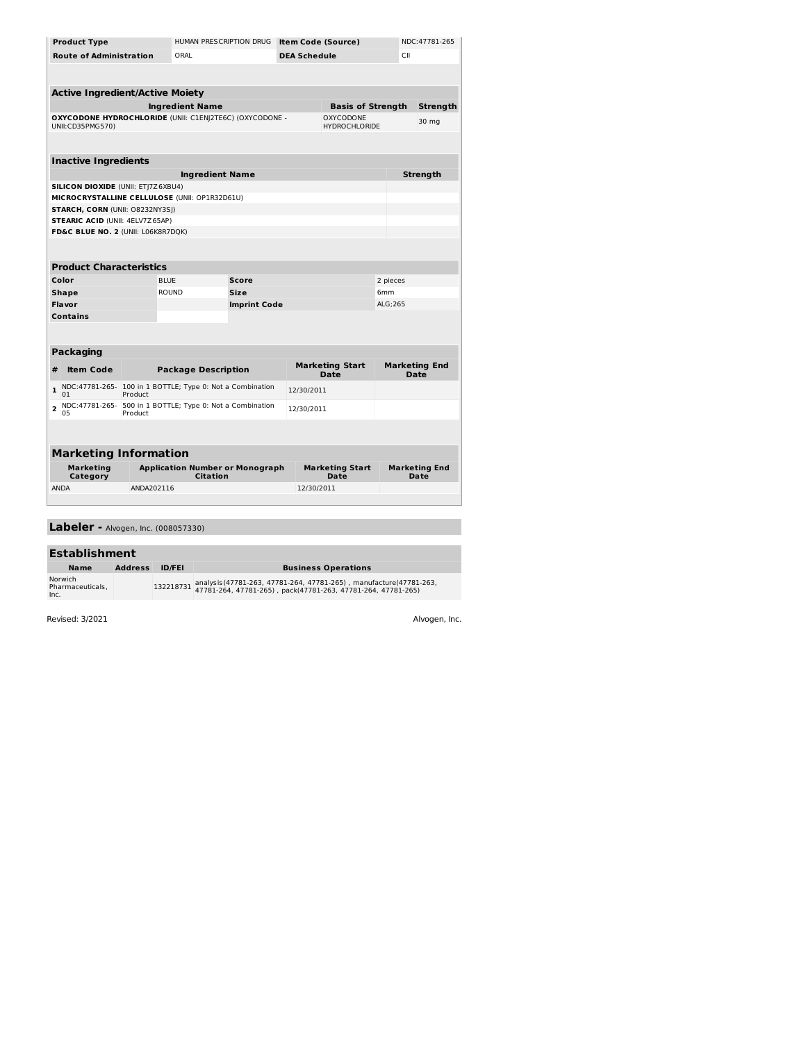| | | | |
|---|---|---|---|
| **Product Type** | HUMAN PRESCRIPTION DRUG | **Item Code (Source)** | NDC:47781-265 |
| **Route of Administration** | ORAL | **DEA Schedule** | CII |

**Active Ingredient/Active Moiety**

| Ingredient Name | Basis of Strength | Strength |
|---|---|---|
| **OXYCODONE HYDROCHLORIDE** (UNII: C1ENJ2TE6C) (OXYCODONE - UNII:CD35PMG570) | OXYCODONE HYDROCHLORIDE | 30 mg |

**Inactive Ingredients**

| Ingredient Name | Strength |
|---|---|
| **SILICON DIOXIDE** (UNII: ETJ7Z6XBU4) | |
| **MICROCRYSTALLINE CELLULOSE** (UNII: OP1R32D61U) | |
| **STARCH, CORN** (UNII: O8232NY3SJ) | |
| **STEARIC ACID** (UNII: 4ELV7Z65AP) | |
| **FD&C BLUE NO. 2** (UNII: L06K8R7DQK) | |

**Product Characteristics**

| | | | |
|---|---|---|---|
| **Color** | BLUE | **Score** | 2 pieces |
| **Shape** | ROUND | **Size** | 6mm |
| **Flavor** | | **Imprint Code** | ALG;265 |
| **Contains** | | | |

**Packaging**

| # | Item Code | Package Description | Marketing Start Date | Marketing End Date |
|---|---|---|---|---|
| 1 | NDC:47781-265-01 | 100 in 1 BOTTLE; Type 0: Not a Combination Product | 12/30/2011 | |
| 2 | NDC:47781-265-05 | 500 in 1 BOTTLE; Type 0: Not a Combination Product | 12/30/2011 | |

**Marketing Information**

| Marketing Category | Application Number or Monograph Citation | Marketing Start Date | Marketing End Date |
|---|---|---|---|
| ANDA | ANDA202116 | 12/30/2011 | |

**Labeler -** Alvogen, Inc. (008057330)

**Establishment**

| Name | Address | ID/FEI | Business Operations |
|---|---|---|---|
| Norwich Pharmaceuticals, Inc. | | 132218731 | analysis(47781-263, 47781-264, 47781-265) , manufacture(47781-263, 47781-264, 47781-265) , pack(47781-263, 47781-264, 47781-265) |

Revised: 3/2021

Alvogen, Inc.